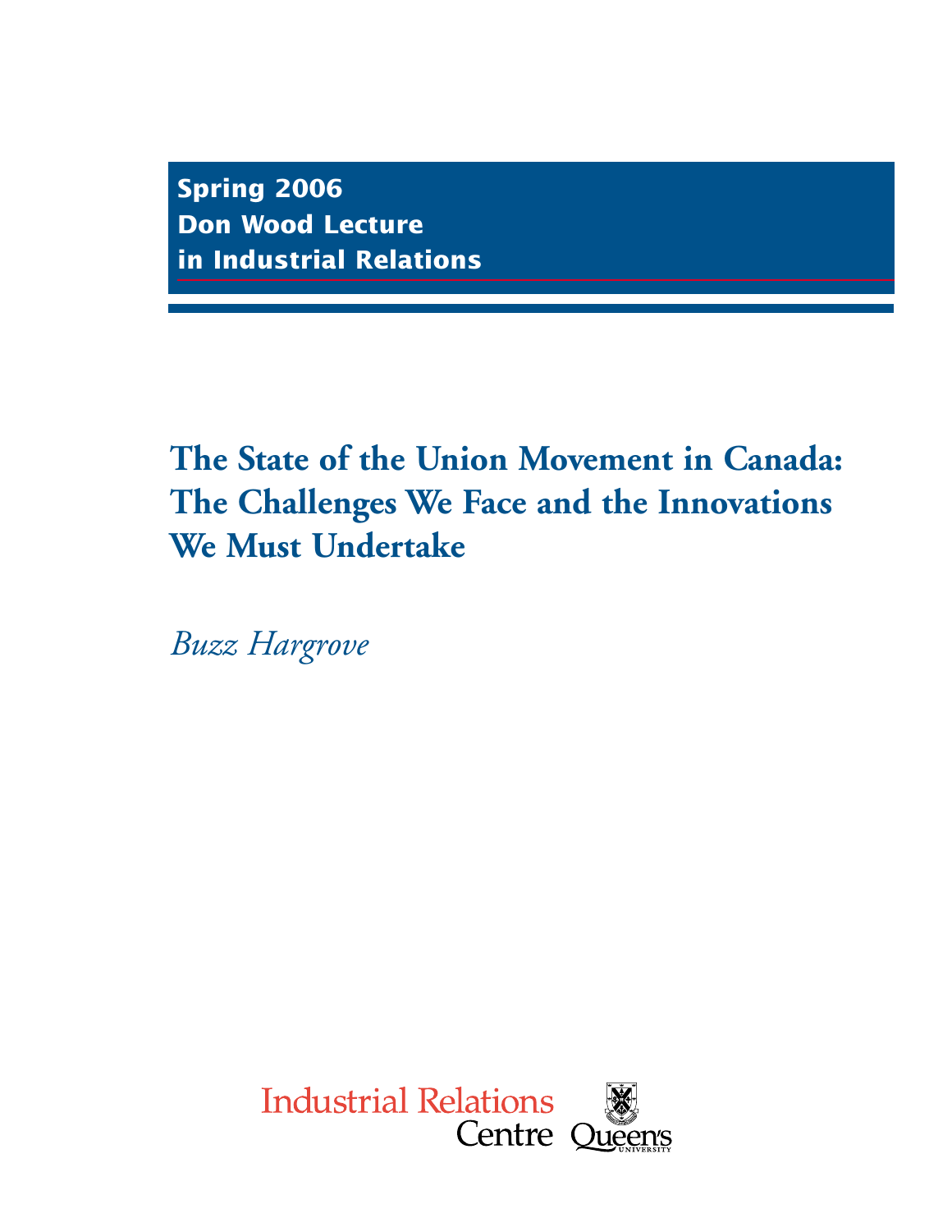**Spring 2006**
**Don Wood Lecture**
**in Industrial Relations**

# The State of the Union Movement in Canada: The Challenges We Face and the Innovations We Must Undertake

*Buzz Hargrove*

Industrial Relations Centre Queen's University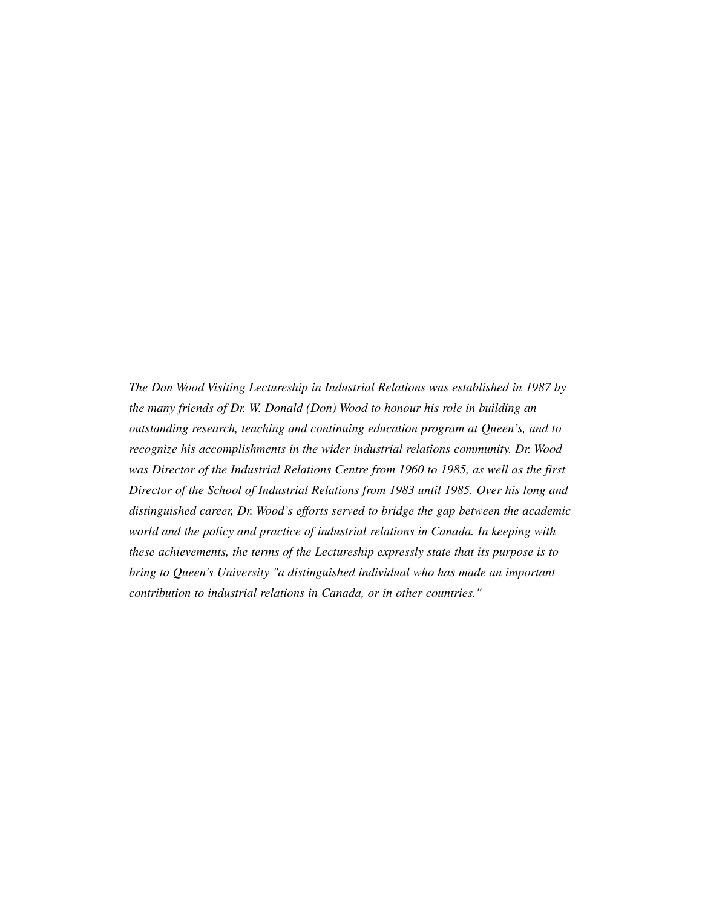*The Don Wood Visiting Lectureship in Industrial Relations was established in 1987 by the many friends of Dr. W. Donald (Don) Wood to honour his role in building an outstanding research, teaching and continuing education program at Queen's, and to recognize his accomplishments in the wider industrial relations community. Dr. Wood was Director of the Industrial Relations Centre from 1960 to 1985, as well as the first Director of the School of Industrial Relations from 1983 until 1985. Over his long and distinguished career, Dr. Wood's efforts served to bridge the gap between the academic world and the policy and practice of industrial relations in Canada. In keeping with these achievements, the terms of the Lectureship expressly state that its purpose is to bring to Queen's University "a distinguished individual who has made an important contribution to industrial relations in Canada, or in other countries."*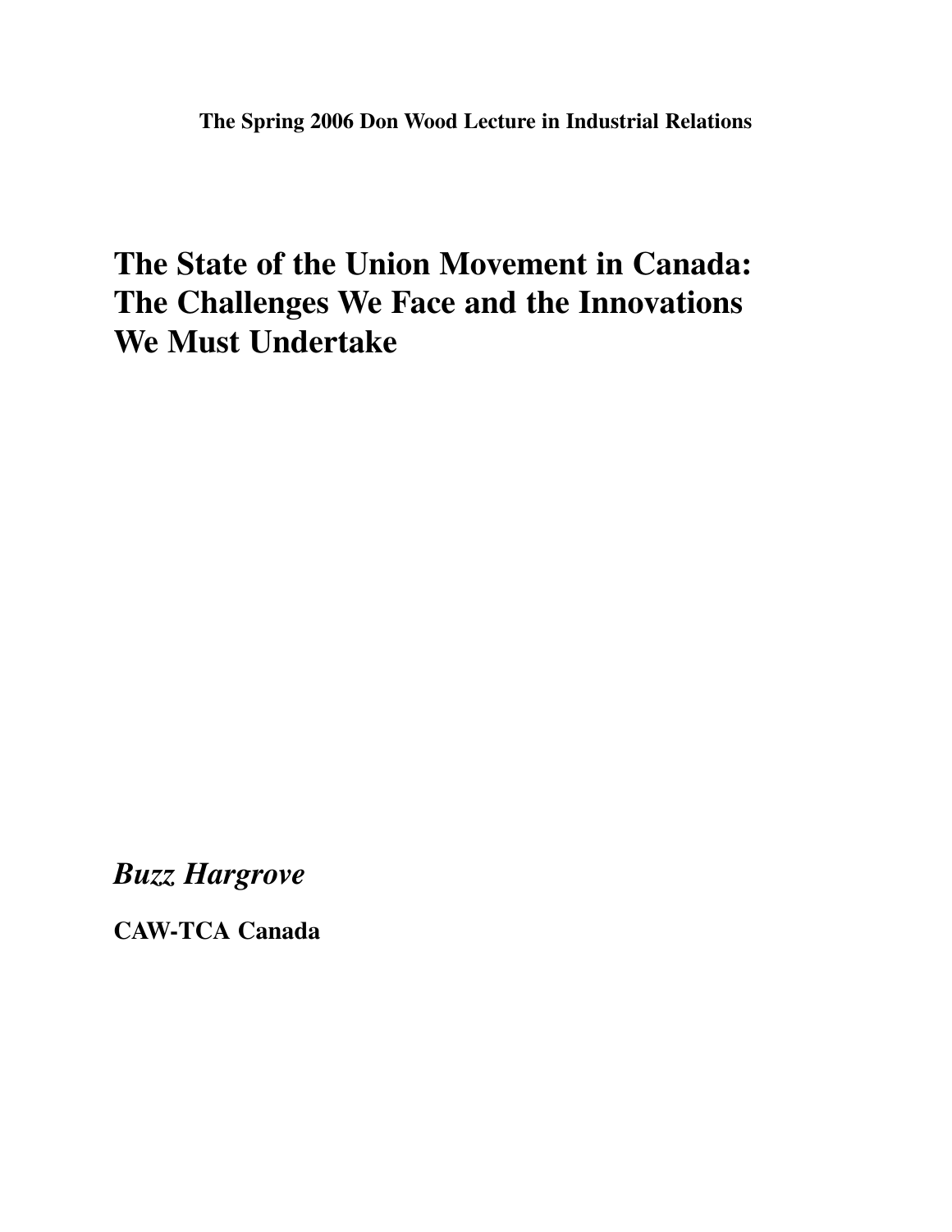**The Spring 2006 Don Wood Lecture in Industrial Relations**

# The State of the Union Movement in Canada: The Challenges We Face and the Innovations We Must Undertake

*Buzz Hargrove*

**CAW-TCA Canada**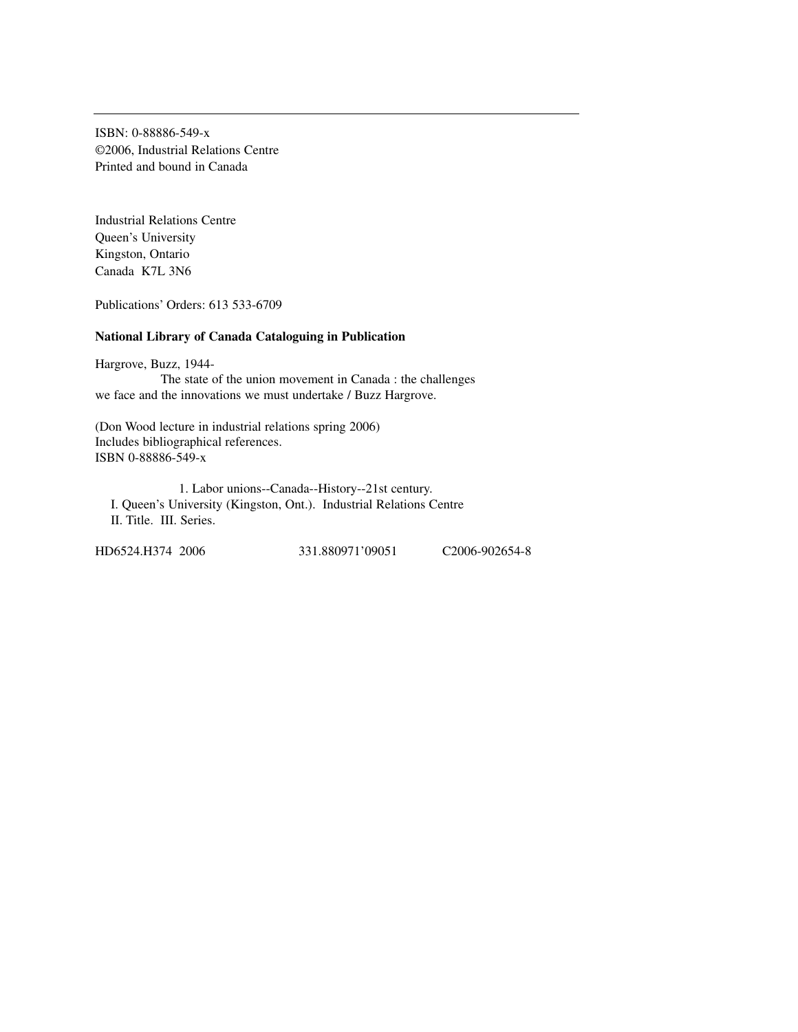ISBN: 0-88886-549-x
©2006, Industrial Relations Centre
Printed and bound in Canada

Industrial Relations Centre
Queen's University
Kingston, Ontario
Canada K7L 3N6

Publications' Orders: 613 533-6709

**National Library of Canada Cataloguing in Publication**

Hargrove, Buzz, 1944-
The state of the union movement in Canada : the challenges we face and the innovations we must undertake / Buzz Hargrove.

(Don Wood lecture in industrial relations spring 2006)
Includes bibliographical references.
ISBN 0-88886-549-x

1. Labor unions--Canada--History--21st century.
I. Queen's University (Kingston, Ont.). Industrial Relations Centre
II. Title. III. Series.

HD6524.H374 2006 331.880971'09051 C2006-902654-8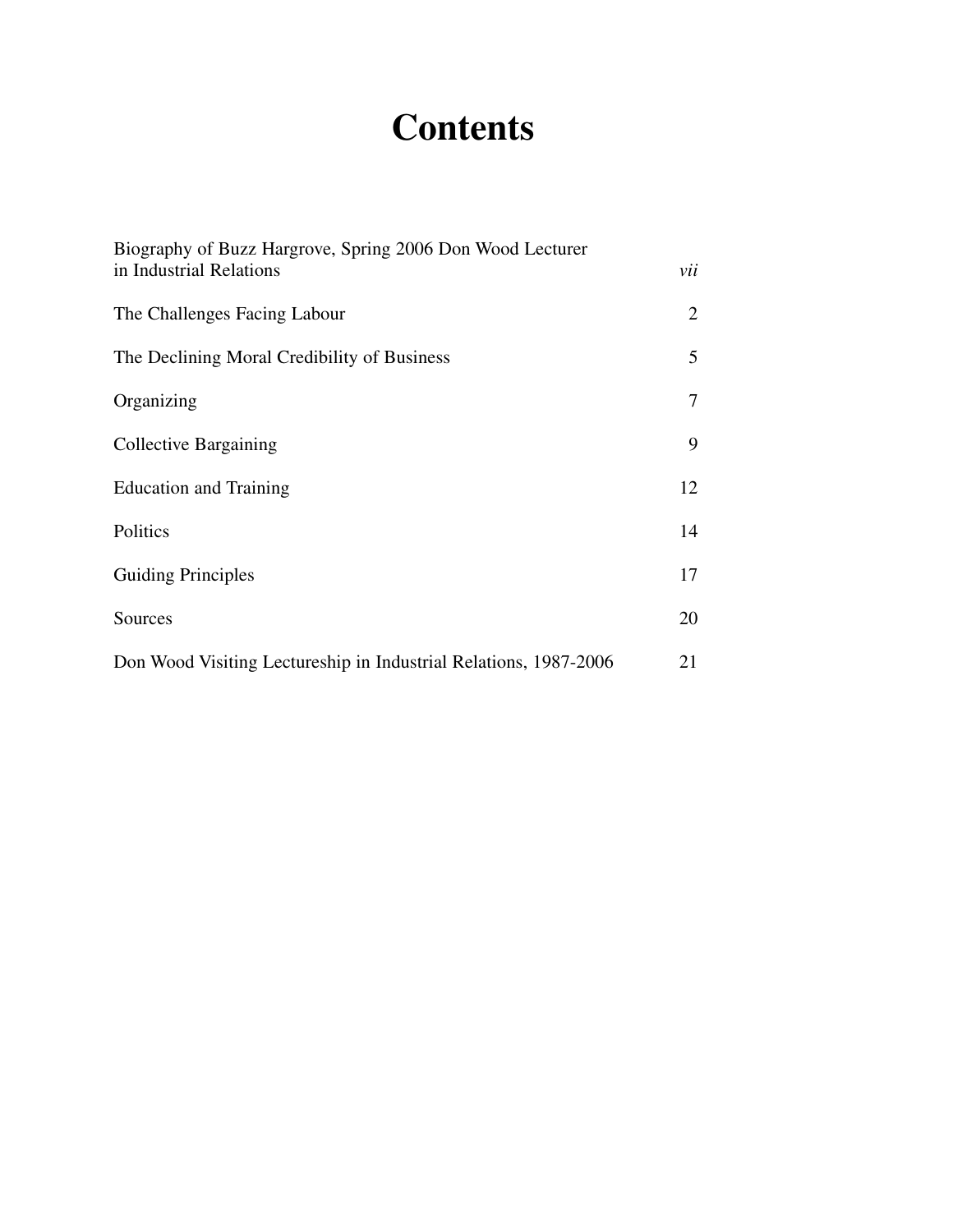# Contents

| | |
|---|---|
| Biography of Buzz Hargrove, Spring 2006 Don Wood Lecturer in Industrial Relations | *vii* |
| The Challenges Facing Labour | 2 |
| The Declining Moral Credibility of Business | 5 |
| Organizing | 7 |
| Collective Bargaining | 9 |
| Education and Training | 12 |
| Politics | 14 |
| Guiding Principles | 17 |
| Sources | 20 |
| Don Wood Visiting Lectureship in Industrial Relations, 1987-2006 | 21 |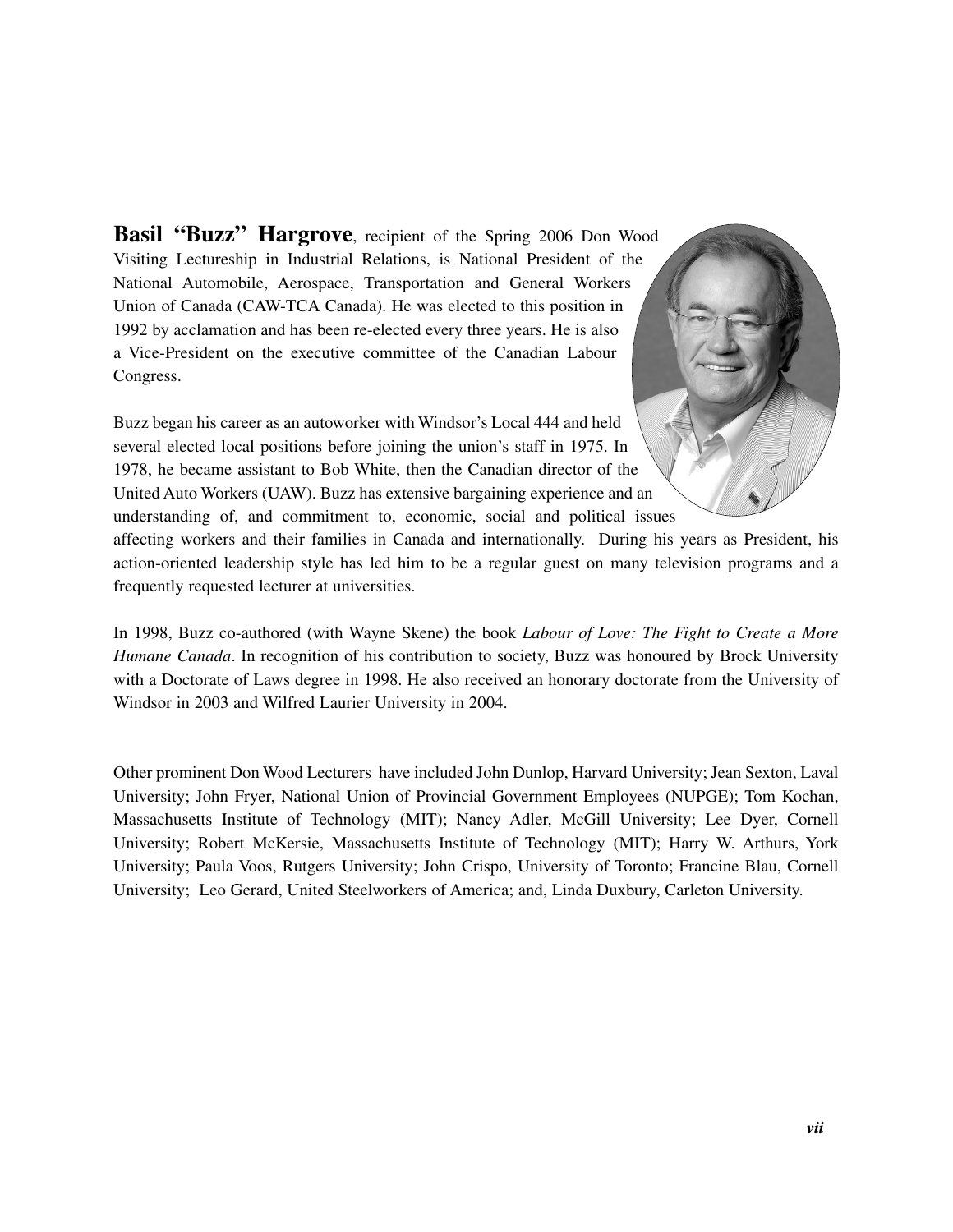**Basil "Buzz" Hargrove**, recipient of the Spring 2006 Don Wood Visiting Lectureship in Industrial Relations, is National President of the National Automobile, Aerospace, Transportation and General Workers Union of Canada (CAW-TCA Canada). He was elected to this position in 1992 by acclamation and has been re-elected every three years. He is also a Vice-President on the executive committee of the Canadian Labour Congress.

Buzz began his career as an autoworker with Windsor's Local 444 and held several elected local positions before joining the union's staff in 1975. In 1978, he became assistant to Bob White, then the Canadian director of the United Auto Workers (UAW). Buzz has extensive bargaining experience and an understanding of, and commitment to, economic, social and political issues affecting workers and their families in Canada and internationally. During his years as President, his action-oriented leadership style has led him to be a regular guest on many television programs and a frequently requested lecturer at universities.

In 1998, Buzz co-authored (with Wayne Skene) the book *Labour of Love: The Fight to Create a More Humane Canada*. In recognition of his contribution to society, Buzz was honoured by Brock University with a Doctorate of Laws degree in 1998. He also received an honorary doctorate from the University of Windsor in 2003 and Wilfred Laurier University in 2004.

Other prominent Don Wood Lecturers have included John Dunlop, Harvard University; Jean Sexton, Laval University; John Fryer, National Union of Provincial Government Employees (NUPGE); Tom Kochan, Massachusetts Institute of Technology (MIT); Nancy Adler, McGill University; Lee Dyer, Cornell University; Robert McKersie, Massachusetts Institute of Technology (MIT); Harry W. Arthurs, York University; Paula Voos, Rutgers University; John Crispo, University of Toronto; Francine Blau, Cornell University; Leo Gerard, United Steelworkers of America; and, Linda Duxbury, Carleton University.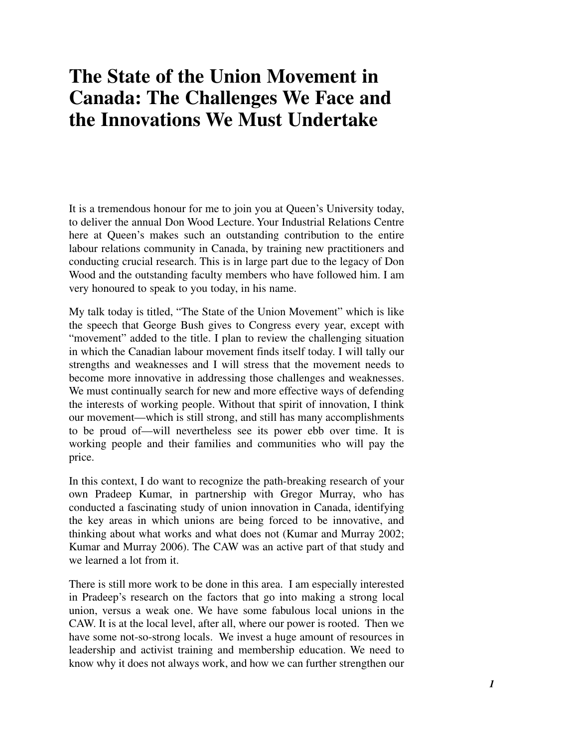# The State of the Union Movement in Canada: The Challenges We Face and the Innovations We Must Undertake

It is a tremendous honour for me to join you at Queen's University today, to deliver the annual Don Wood Lecture. Your Industrial Relations Centre here at Queen's makes such an outstanding contribution to the entire labour relations community in Canada, by training new practitioners and conducting crucial research. This is in large part due to the legacy of Don Wood and the outstanding faculty members who have followed him. I am very honoured to speak to you today, in his name.

My talk today is titled, "The State of the Union Movement" which is like the speech that George Bush gives to Congress every year, except with "movement" added to the title. I plan to review the challenging situation in which the Canadian labour movement finds itself today. I will tally our strengths and weaknesses and I will stress that the movement needs to become more innovative in addressing those challenges and weaknesses. We must continually search for new and more effective ways of defending the interests of working people. Without that spirit of innovation, I think our movement—which is still strong, and still has many accomplishments to be proud of—will nevertheless see its power ebb over time. It is working people and their families and communities who will pay the price.

In this context, I do want to recognize the path-breaking research of your own Pradeep Kumar, in partnership with Gregor Murray, who has conducted a fascinating study of union innovation in Canada, identifying the key areas in which unions are being forced to be innovative, and thinking about what works and what does not (Kumar and Murray 2002; Kumar and Murray 2006). The CAW was an active part of that study and we learned a lot from it.

There is still more work to be done in this area. I am especially interested in Pradeep's research on the factors that go into making a strong local union, versus a weak one. We have some fabulous local unions in the CAW. It is at the local level, after all, where our power is rooted. Then we have some not-so-strong locals. We invest a huge amount of resources in leadership and activist training and membership education. We need to know why it does not always work, and how we can further strengthen our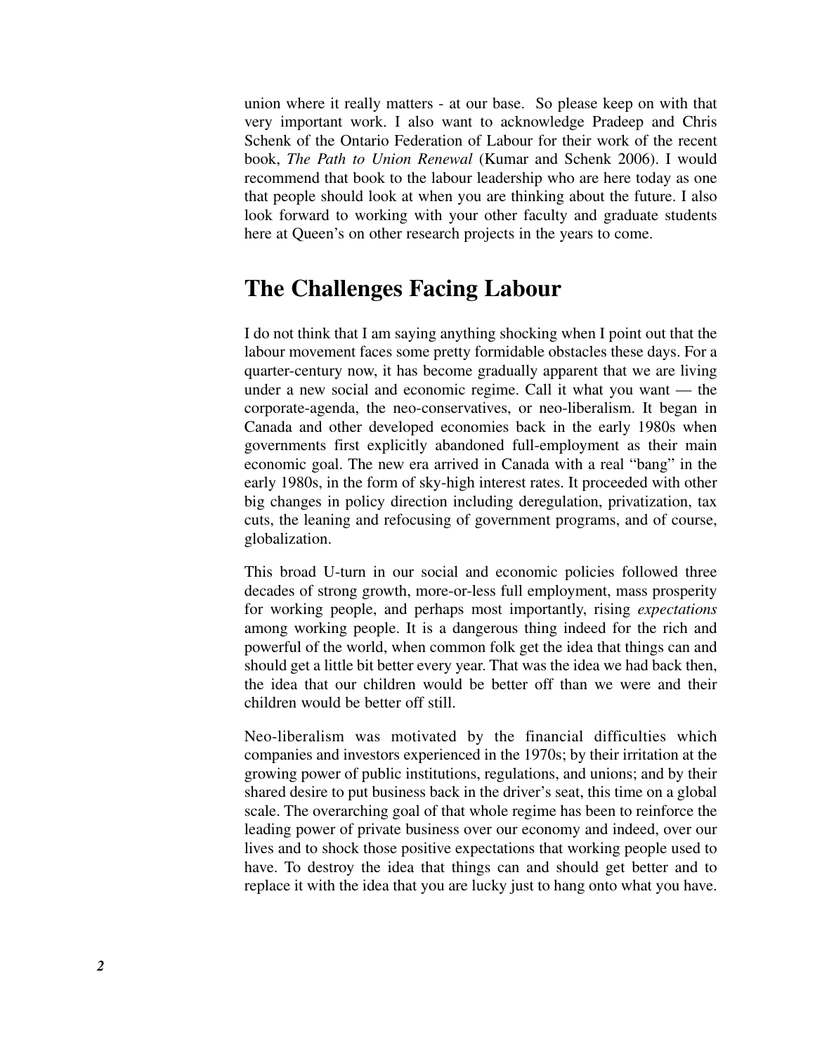union where it really matters - at our base. So please keep on with that very important work. I also want to acknowledge Pradeep and Chris Schenk of the Ontario Federation of Labour for their work of the recent book, *The Path to Union Renewal* (Kumar and Schenk 2006). I would recommend that book to the labour leadership who are here today as one that people should look at when you are thinking about the future. I also look forward to working with your other faculty and graduate students here at Queen's on other research projects in the years to come.

## The Challenges Facing Labour

I do not think that I am saying anything shocking when I point out that the labour movement faces some pretty formidable obstacles these days. For a quarter-century now, it has become gradually apparent that we are living under a new social and economic regime. Call it what you want — the corporate-agenda, the neo-conservatives, or neo-liberalism. It began in Canada and other developed economies back in the early 1980s when governments first explicitly abandoned full-employment as their main economic goal. The new era arrived in Canada with a real "bang" in the early 1980s, in the form of sky-high interest rates. It proceeded with other big changes in policy direction including deregulation, privatization, tax cuts, the leaning and refocusing of government programs, and of course, globalization.

This broad U-turn in our social and economic policies followed three decades of strong growth, more-or-less full employment, mass prosperity for working people, and perhaps most importantly, rising *expectations* among working people. It is a dangerous thing indeed for the rich and powerful of the world, when common folk get the idea that things can and should get a little bit better every year. That was the idea we had back then, the idea that our children would be better off than we were and their children would be better off still.

Neo-liberalism was motivated by the financial difficulties which companies and investors experienced in the 1970s; by their irritation at the growing power of public institutions, regulations, and unions; and by their shared desire to put business back in the driver's seat, this time on a global scale. The overarching goal of that whole regime has been to reinforce the leading power of private business over our economy and indeed, over our lives and to shock those positive expectations that working people used to have. To destroy the idea that things can and should get better and to replace it with the idea that you are lucky just to hang onto what you have.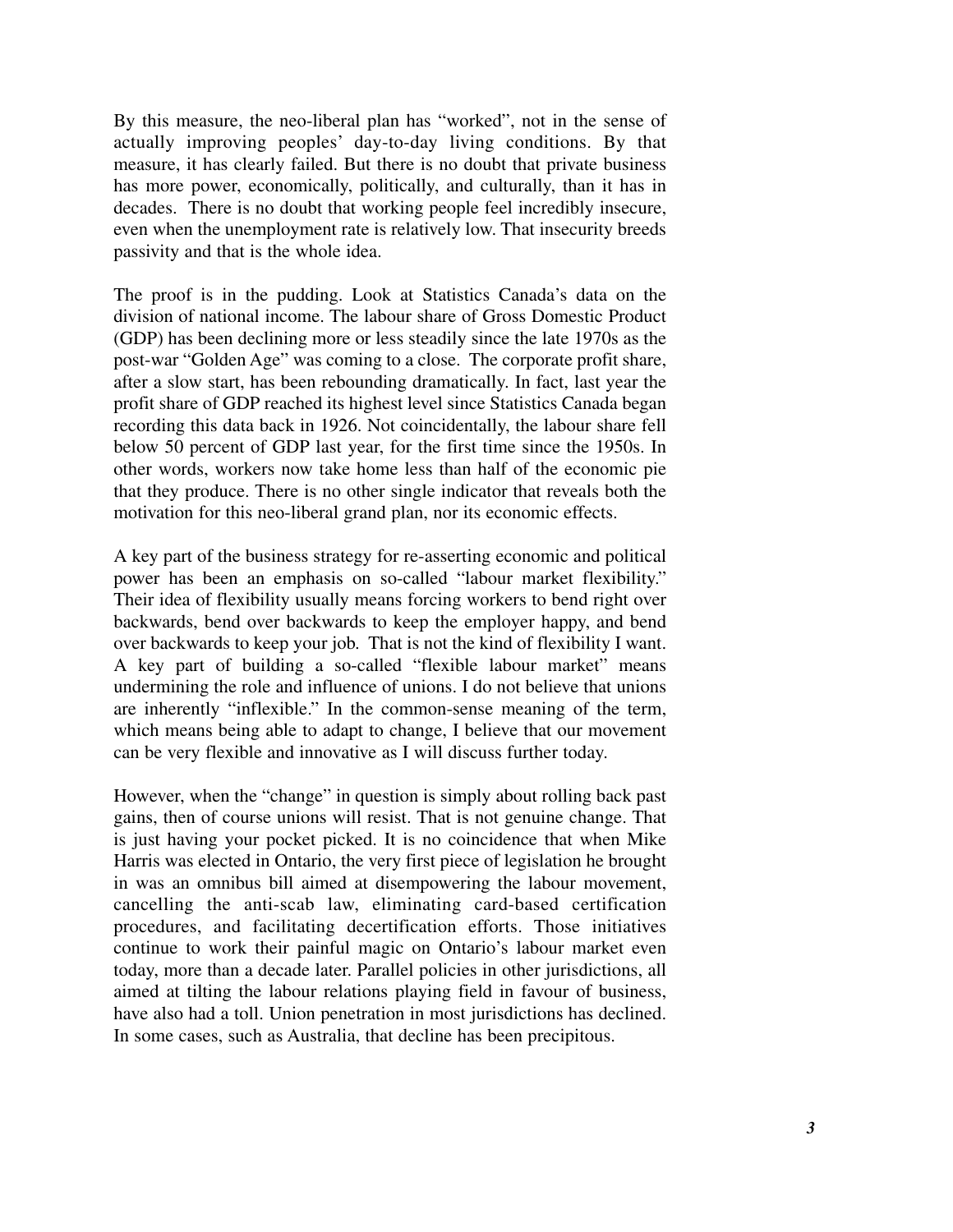By this measure, the neo-liberal plan has "worked", not in the sense of actually improving peoples' day-to-day living conditions. By that measure, it has clearly failed. But there is no doubt that private business has more power, economically, politically, and culturally, than it has in decades. There is no doubt that working people feel incredibly insecure, even when the unemployment rate is relatively low. That insecurity breeds passivity and that is the whole idea.

The proof is in the pudding. Look at Statistics Canada's data on the division of national income. The labour share of Gross Domestic Product (GDP) has been declining more or less steadily since the late 1970s as the post-war "Golden Age" was coming to a close. The corporate profit share, after a slow start, has been rebounding dramatically. In fact, last year the profit share of GDP reached its highest level since Statistics Canada began recording this data back in 1926. Not coincidentally, the labour share fell below 50 percent of GDP last year, for the first time since the 1950s. In other words, workers now take home less than half of the economic pie that they produce. There is no other single indicator that reveals both the motivation for this neo-liberal grand plan, nor its economic effects.

A key part of the business strategy for re-asserting economic and political power has been an emphasis on so-called "labour market flexibility." Their idea of flexibility usually means forcing workers to bend right over backwards, bend over backwards to keep the employer happy, and bend over backwards to keep your job. That is not the kind of flexibility I want. A key part of building a so-called "flexible labour market" means undermining the role and influence of unions. I do not believe that unions are inherently "inflexible." In the common-sense meaning of the term, which means being able to adapt to change, I believe that our movement can be very flexible and innovative as I will discuss further today.

However, when the "change" in question is simply about rolling back past gains, then of course unions will resist. That is not genuine change. That is just having your pocket picked. It is no coincidence that when Mike Harris was elected in Ontario, the very first piece of legislation he brought in was an omnibus bill aimed at disempowering the labour movement, cancelling the anti-scab law, eliminating card-based certification procedures, and facilitating decertification efforts. Those initiatives continue to work their painful magic on Ontario's labour market even today, more than a decade later. Parallel policies in other jurisdictions, all aimed at tilting the labour relations playing field in favour of business, have also had a toll. Union penetration in most jurisdictions has declined. In some cases, such as Australia, that decline has been precipitous.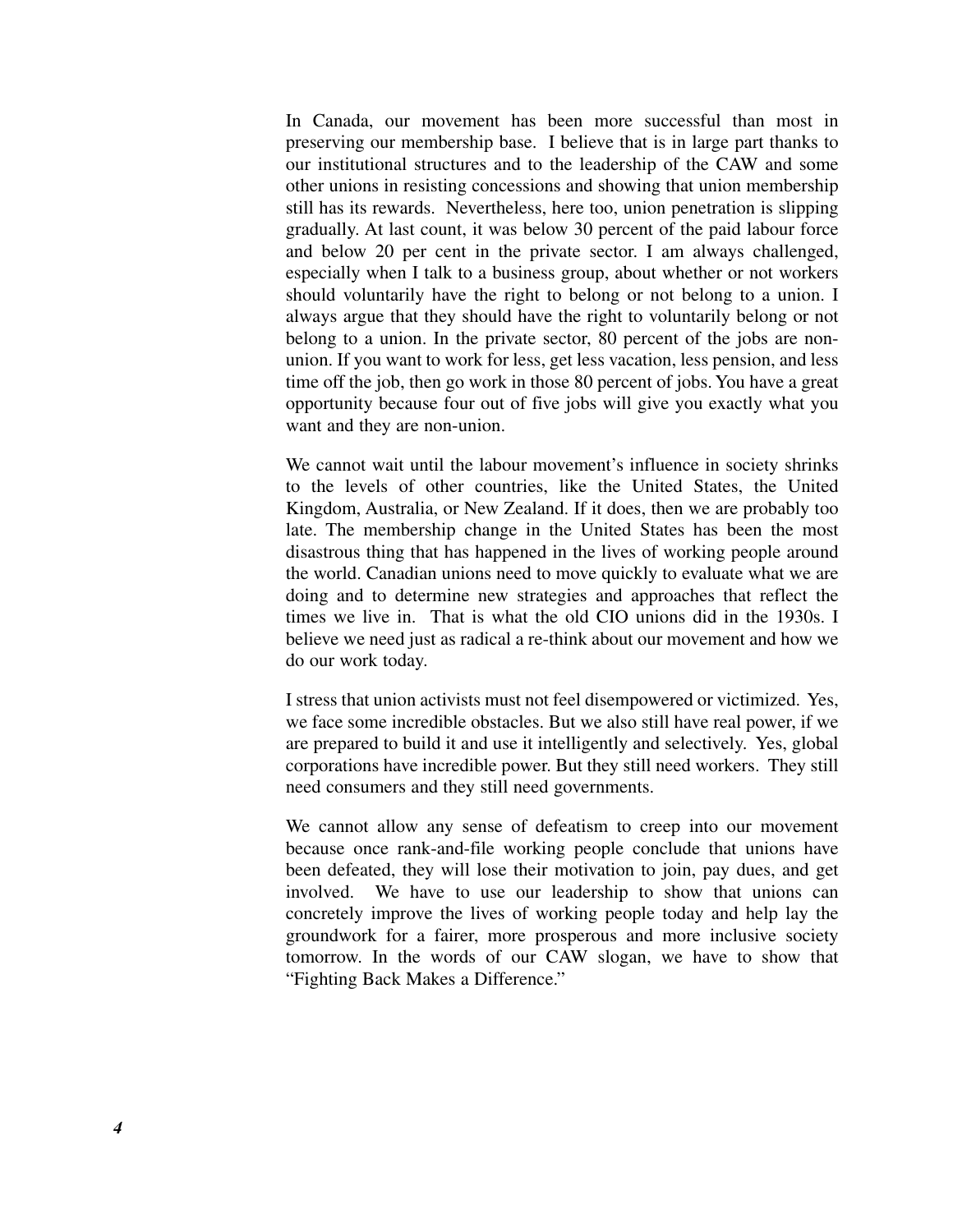In Canada, our movement has been more successful than most in preserving our membership base. I believe that is in large part thanks to our institutional structures and to the leadership of the CAW and some other unions in resisting concessions and showing that union membership still has its rewards. Nevertheless, here too, union penetration is slipping gradually. At last count, it was below 30 percent of the paid labour force and below 20 per cent in the private sector. I am always challenged, especially when I talk to a business group, about whether or not workers should voluntarily have the right to belong or not belong to a union. I always argue that they should have the right to voluntarily belong or not belong to a union. In the private sector, 80 percent of the jobs are non-union. If you want to work for less, get less vacation, less pension, and less time off the job, then go work in those 80 percent of jobs. You have a great opportunity because four out of five jobs will give you exactly what you want and they are non-union.

We cannot wait until the labour movement's influence in society shrinks to the levels of other countries, like the United States, the United Kingdom, Australia, or New Zealand. If it does, then we are probably too late. The membership change in the United States has been the most disastrous thing that has happened in the lives of working people around the world. Canadian unions need to move quickly to evaluate what we are doing and to determine new strategies and approaches that reflect the times we live in. That is what the old CIO unions did in the 1930s. I believe we need just as radical a re-think about our movement and how we do our work today.

I stress that union activists must not feel disempowered or victimized. Yes, we face some incredible obstacles. But we also still have real power, if we are prepared to build it and use it intelligently and selectively. Yes, global corporations have incredible power. But they still need workers. They still need consumers and they still need governments.

We cannot allow any sense of defeatism to creep into our movement because once rank-and-file working people conclude that unions have been defeated, they will lose their motivation to join, pay dues, and get involved. We have to use our leadership to show that unions can concretely improve the lives of working people today and help lay the groundwork for a fairer, more prosperous and more inclusive society tomorrow. In the words of our CAW slogan, we have to show that "Fighting Back Makes a Difference."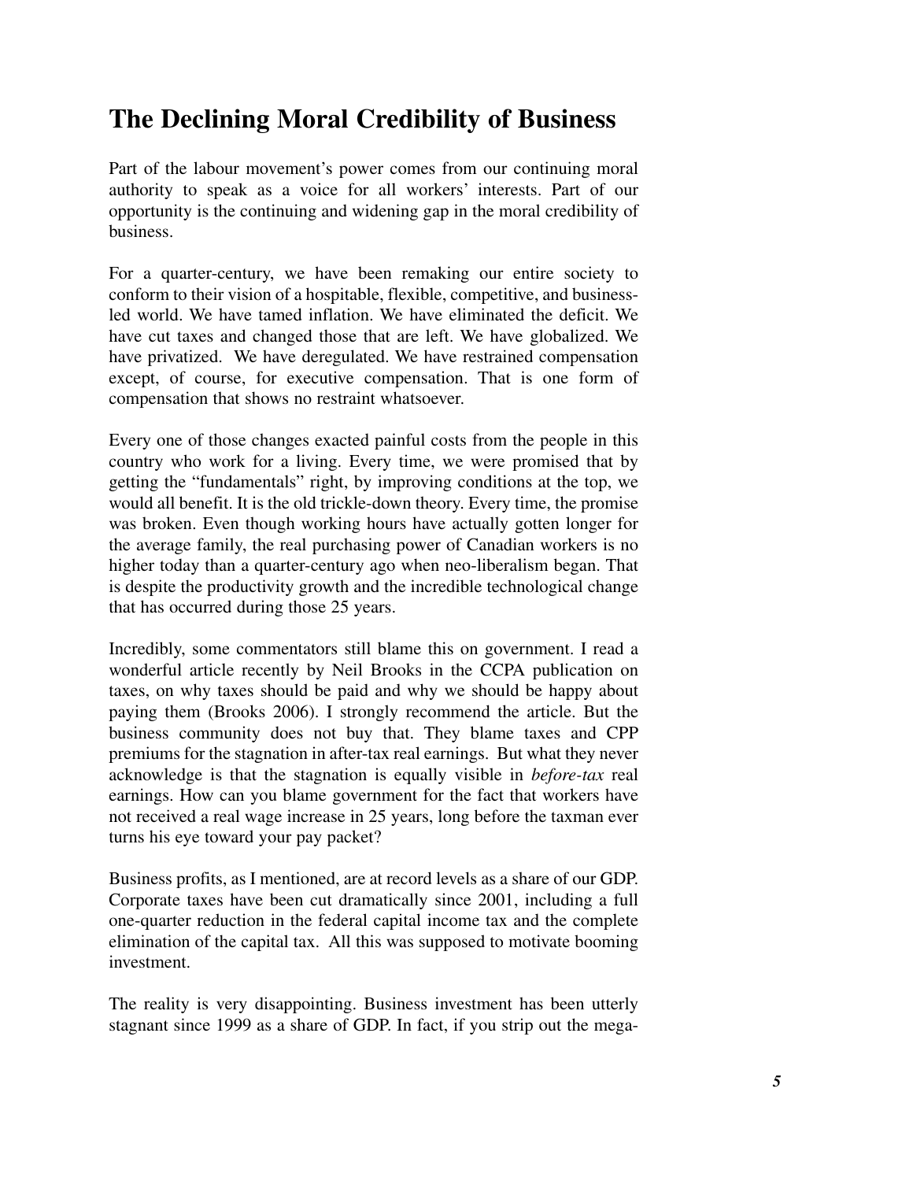## The Declining Moral Credibility of Business

Part of the labour movement's power comes from our continuing moral authority to speak as a voice for all workers' interests. Part of our opportunity is the continuing and widening gap in the moral credibility of business.

For a quarter-century, we have been remaking our entire society to conform to their vision of a hospitable, flexible, competitive, and business-led world. We have tamed inflation. We have eliminated the deficit. We have cut taxes and changed those that are left. We have globalized. We have privatized. We have deregulated. We have restrained compensation except, of course, for executive compensation. That is one form of compensation that shows no restraint whatsoever.

Every one of those changes exacted painful costs from the people in this country who work for a living. Every time, we were promised that by getting the "fundamentals" right, by improving conditions at the top, we would all benefit. It is the old trickle-down theory. Every time, the promise was broken. Even though working hours have actually gotten longer for the average family, the real purchasing power of Canadian workers is no higher today than a quarter-century ago when neo-liberalism began. That is despite the productivity growth and the incredible technological change that has occurred during those 25 years.

Incredibly, some commentators still blame this on government. I read a wonderful article recently by Neil Brooks in the CCPA publication on taxes, on why taxes should be paid and why we should be happy about paying them (Brooks 2006). I strongly recommend the article. But the business community does not buy that. They blame taxes and CPP premiums for the stagnation in after-tax real earnings. But what they never acknowledge is that the stagnation is equally visible in *before-tax* real earnings. How can you blame government for the fact that workers have not received a real wage increase in 25 years, long before the taxman ever turns his eye toward your pay packet?

Business profits, as I mentioned, are at record levels as a share of our GDP. Corporate taxes have been cut dramatically since 2001, including a full one-quarter reduction in the federal capital income tax and the complete elimination of the capital tax. All this was supposed to motivate booming investment.

The reality is very disappointing. Business investment has been utterly stagnant since 1999 as a share of GDP. In fact, if you strip out the mega-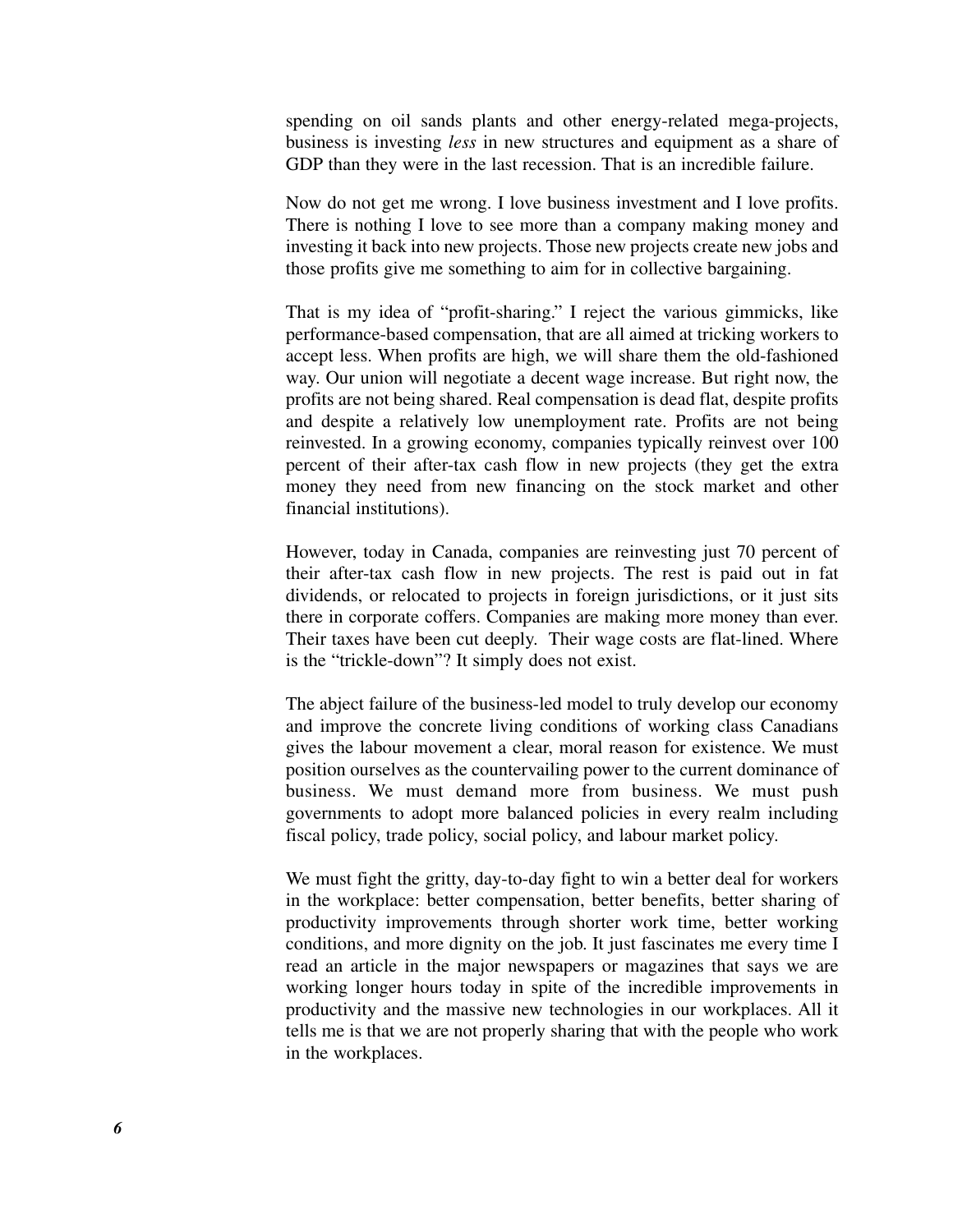spending on oil sands plants and other energy-related mega-projects, business is investing *less* in new structures and equipment as a share of GDP than they were in the last recession. That is an incredible failure.

Now do not get me wrong. I love business investment and I love profits. There is nothing I love to see more than a company making money and investing it back into new projects. Those new projects create new jobs and those profits give me something to aim for in collective bargaining.

That is my idea of "profit-sharing." I reject the various gimmicks, like performance-based compensation, that are all aimed at tricking workers to accept less. When profits are high, we will share them the old-fashioned way. Our union will negotiate a decent wage increase. But right now, the profits are not being shared. Real compensation is dead flat, despite profits and despite a relatively low unemployment rate. Profits are not being reinvested. In a growing economy, companies typically reinvest over 100 percent of their after-tax cash flow in new projects (they get the extra money they need from new financing on the stock market and other financial institutions).

However, today in Canada, companies are reinvesting just 70 percent of their after-tax cash flow in new projects. The rest is paid out in fat dividends, or relocated to projects in foreign jurisdictions, or it just sits there in corporate coffers. Companies are making more money than ever. Their taxes have been cut deeply. Their wage costs are flat-lined. Where is the "trickle-down"? It simply does not exist.

The abject failure of the business-led model to truly develop our economy and improve the concrete living conditions of working class Canadians gives the labour movement a clear, moral reason for existence. We must position ourselves as the countervailing power to the current dominance of business. We must demand more from business. We must push governments to adopt more balanced policies in every realm including fiscal policy, trade policy, social policy, and labour market policy.

We must fight the gritty, day-to-day fight to win a better deal for workers in the workplace: better compensation, better benefits, better sharing of productivity improvements through shorter work time, better working conditions, and more dignity on the job. It just fascinates me every time I read an article in the major newspapers or magazines that says we are working longer hours today in spite of the incredible improvements in productivity and the massive new technologies in our workplaces. All it tells me is that we are not properly sharing that with the people who work in the workplaces.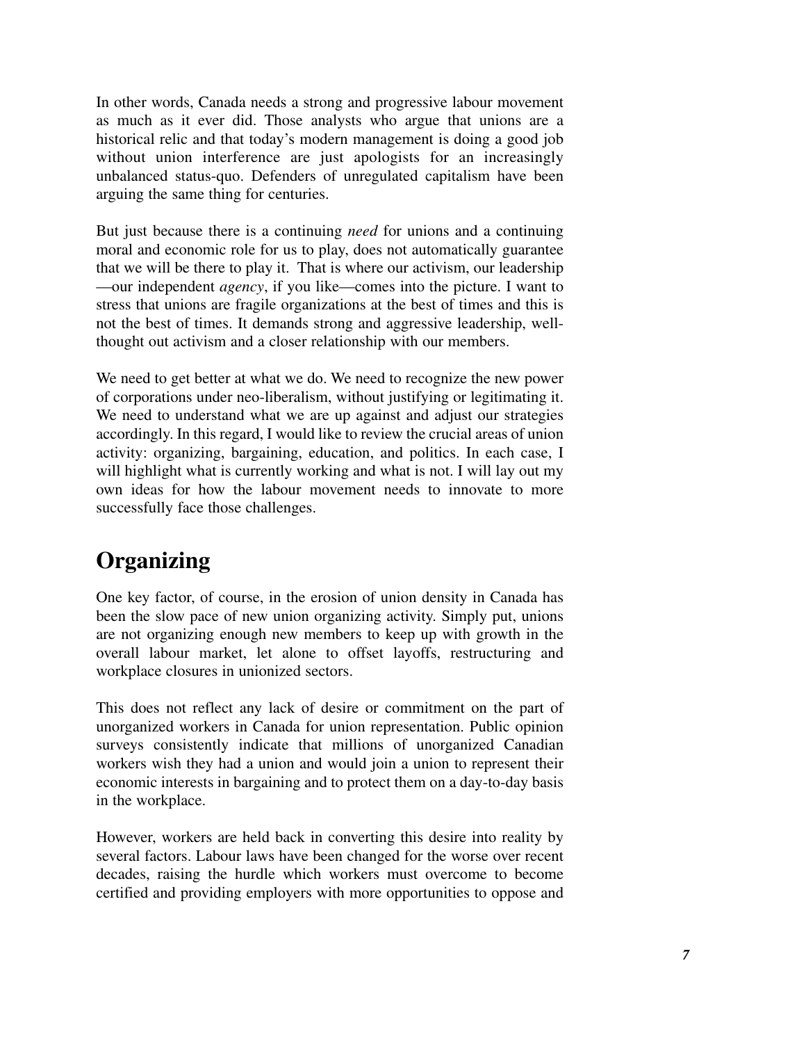In other words, Canada needs a strong and progressive labour movement as much as it ever did. Those analysts who argue that unions are a historical relic and that today's modern management is doing a good job without union interference are just apologists for an increasingly unbalanced status-quo. Defenders of unregulated capitalism have been arguing the same thing for centuries.

But just because there is a continuing *need* for unions and a continuing moral and economic role for us to play, does not automatically guarantee that we will be there to play it. That is where our activism, our leadership —our independent *agency*, if you like—comes into the picture. I want to stress that unions are fragile organizations at the best of times and this is not the best of times. It demands strong and aggressive leadership, well-thought out activism and a closer relationship with our members.

We need to get better at what we do. We need to recognize the new power of corporations under neo-liberalism, without justifying or legitimating it. We need to understand what we are up against and adjust our strategies accordingly. In this regard, I would like to review the crucial areas of union activity: organizing, bargaining, education, and politics. In each case, I will highlight what is currently working and what is not. I will lay out my own ideas for how the labour movement needs to innovate to more successfully face those challenges.

## Organizing

One key factor, of course, in the erosion of union density in Canada has been the slow pace of new union organizing activity. Simply put, unions are not organizing enough new members to keep up with growth in the overall labour market, let alone to offset layoffs, restructuring and workplace closures in unionized sectors.

This does not reflect any lack of desire or commitment on the part of unorganized workers in Canada for union representation. Public opinion surveys consistently indicate that millions of unorganized Canadian workers wish they had a union and would join a union to represent their economic interests in bargaining and to protect them on a day-to-day basis in the workplace.

However, workers are held back in converting this desire into reality by several factors. Labour laws have been changed for the worse over recent decades, raising the hurdle which workers must overcome to become certified and providing employers with more opportunities to oppose and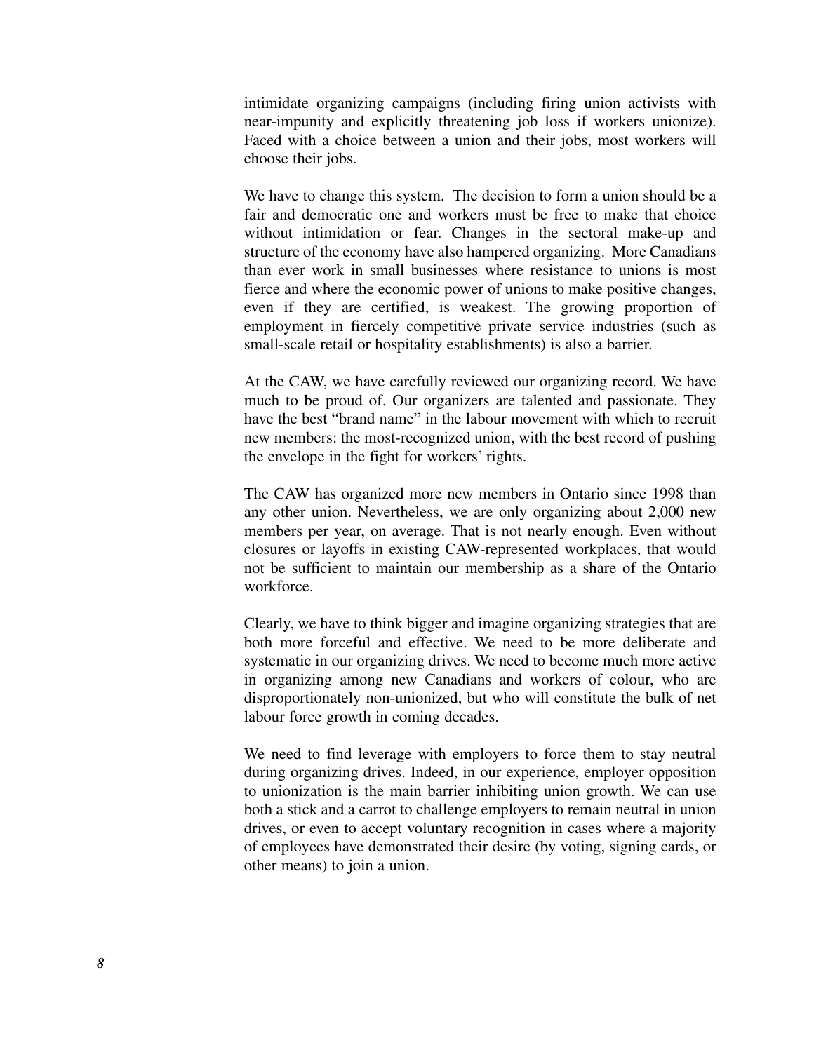intimidate organizing campaigns (including firing union activists with near-impunity and explicitly threatening job loss if workers unionize). Faced with a choice between a union and their jobs, most workers will choose their jobs.

We have to change this system. The decision to form a union should be a fair and democratic one and workers must be free to make that choice without intimidation or fear. Changes in the sectoral make-up and structure of the economy have also hampered organizing. More Canadians than ever work in small businesses where resistance to unions is most fierce and where the economic power of unions to make positive changes, even if they are certified, is weakest. The growing proportion of employment in fiercely competitive private service industries (such as small-scale retail or hospitality establishments) is also a barrier.

At the CAW, we have carefully reviewed our organizing record. We have much to be proud of. Our organizers are talented and passionate. They have the best "brand name" in the labour movement with which to recruit new members: the most-recognized union, with the best record of pushing the envelope in the fight for workers' rights.

The CAW has organized more new members in Ontario since 1998 than any other union. Nevertheless, we are only organizing about 2,000 new members per year, on average. That is not nearly enough. Even without closures or layoffs in existing CAW-represented workplaces, that would not be sufficient to maintain our membership as a share of the Ontario workforce.

Clearly, we have to think bigger and imagine organizing strategies that are both more forceful and effective. We need to be more deliberate and systematic in our organizing drives. We need to become much more active in organizing among new Canadians and workers of colour, who are disproportionately non-unionized, but who will constitute the bulk of net labour force growth in coming decades.

We need to find leverage with employers to force them to stay neutral during organizing drives. Indeed, in our experience, employer opposition to unionization is the main barrier inhibiting union growth. We can use both a stick and a carrot to challenge employers to remain neutral in union drives, or even to accept voluntary recognition in cases where a majority of employees have demonstrated their desire (by voting, signing cards, or other means) to join a union.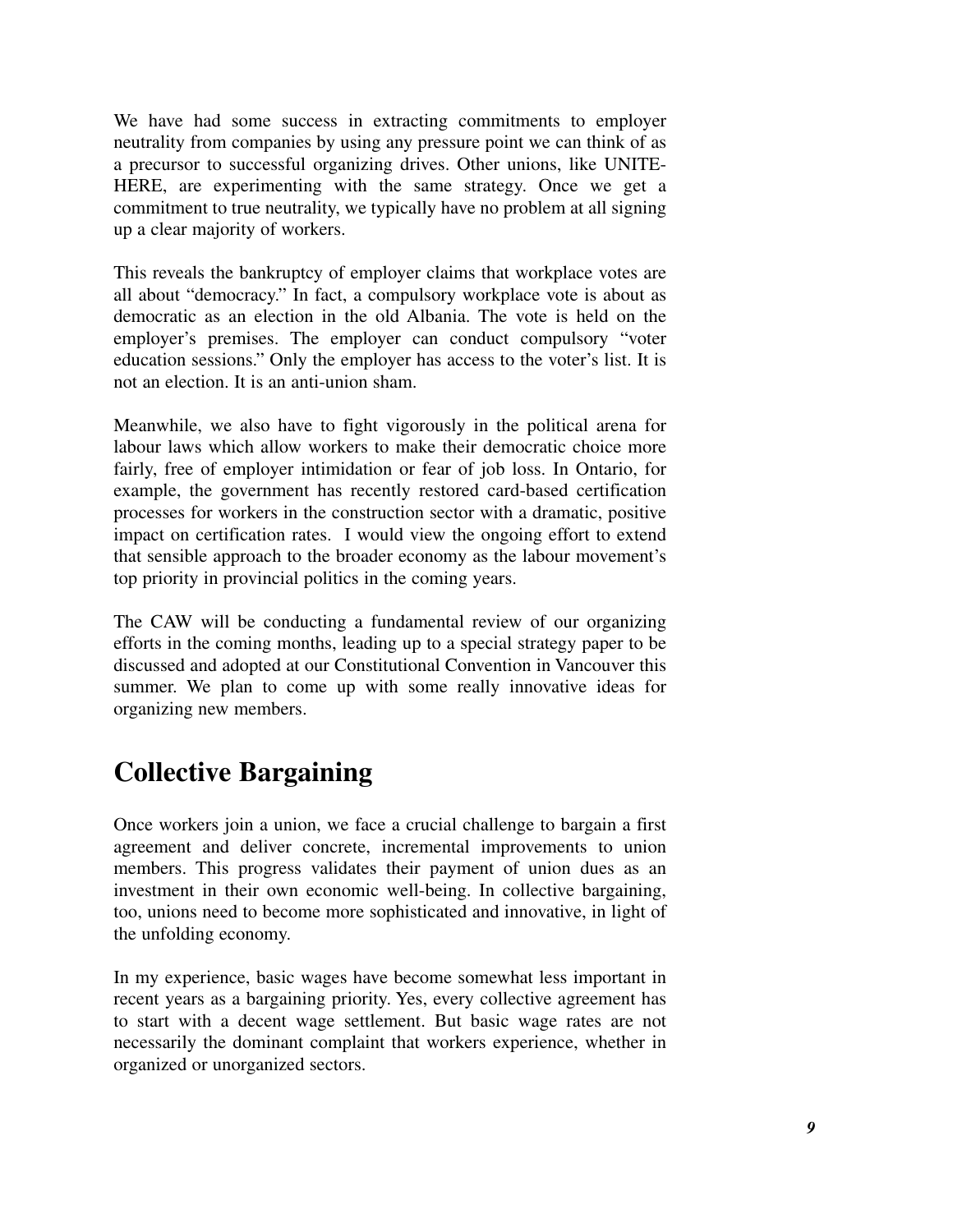We have had some success in extracting commitments to employer neutrality from companies by using any pressure point we can think of as a precursor to successful organizing drives. Other unions, like UNITE-HERE, are experimenting with the same strategy. Once we get a commitment to true neutrality, we typically have no problem at all signing up a clear majority of workers.

This reveals the bankruptcy of employer claims that workplace votes are all about "democracy." In fact, a compulsory workplace vote is about as democratic as an election in the old Albania. The vote is held on the employer's premises. The employer can conduct compulsory "voter education sessions." Only the employer has access to the voter's list. It is not an election. It is an anti-union sham.

Meanwhile, we also have to fight vigorously in the political arena for labour laws which allow workers to make their democratic choice more fairly, free of employer intimidation or fear of job loss. In Ontario, for example, the government has recently restored card-based certification processes for workers in the construction sector with a dramatic, positive impact on certification rates. I would view the ongoing effort to extend that sensible approach to the broader economy as the labour movement's top priority in provincial politics in the coming years.

The CAW will be conducting a fundamental review of our organizing efforts in the coming months, leading up to a special strategy paper to be discussed and adopted at our Constitutional Convention in Vancouver this summer. We plan to come up with some really innovative ideas for organizing new members.

## Collective Bargaining

Once workers join a union, we face a crucial challenge to bargain a first agreement and deliver concrete, incremental improvements to union members. This progress validates their payment of union dues as an investment in their own economic well-being. In collective bargaining, too, unions need to become more sophisticated and innovative, in light of the unfolding economy.

In my experience, basic wages have become somewhat less important in recent years as a bargaining priority. Yes, every collective agreement has to start with a decent wage settlement. But basic wage rates are not necessarily the dominant complaint that workers experience, whether in organized or unorganized sectors.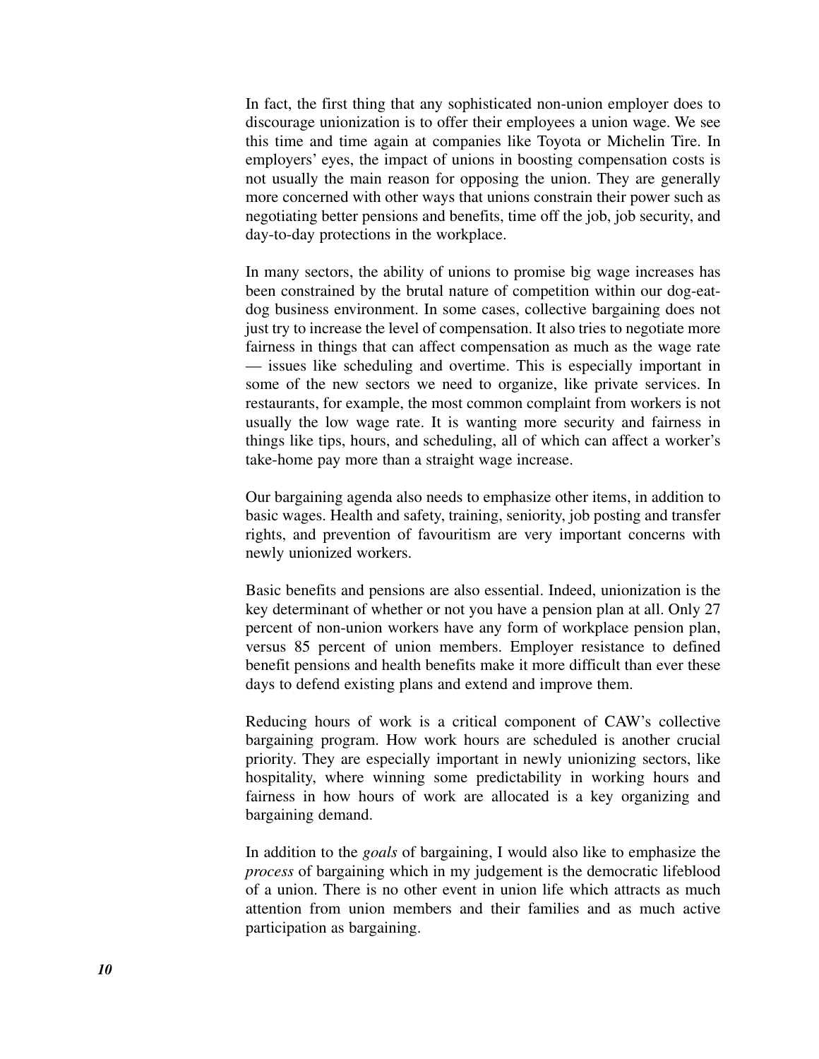In fact, the first thing that any sophisticated non-union employer does to discourage unionization is to offer their employees a union wage. We see this time and time again at companies like Toyota or Michelin Tire. In employers' eyes, the impact of unions in boosting compensation costs is not usually the main reason for opposing the union. They are generally more concerned with other ways that unions constrain their power such as negotiating better pensions and benefits, time off the job, job security, and day-to-day protections in the workplace.

In many sectors, the ability of unions to promise big wage increases has been constrained by the brutal nature of competition within our dog-eat-dog business environment. In some cases, collective bargaining does not just try to increase the level of compensation. It also tries to negotiate more fairness in things that can affect compensation as much as the wage rate — issues like scheduling and overtime. This is especially important in some of the new sectors we need to organize, like private services. In restaurants, for example, the most common complaint from workers is not usually the low wage rate. It is wanting more security and fairness in things like tips, hours, and scheduling, all of which can affect a worker's take-home pay more than a straight wage increase.

Our bargaining agenda also needs to emphasize other items, in addition to basic wages. Health and safety, training, seniority, job posting and transfer rights, and prevention of favouritism are very important concerns with newly unionized workers.

Basic benefits and pensions are also essential. Indeed, unionization is the key determinant of whether or not you have a pension plan at all. Only 27 percent of non-union workers have any form of workplace pension plan, versus 85 percent of union members. Employer resistance to defined benefit pensions and health benefits make it more difficult than ever these days to defend existing plans and extend and improve them.

Reducing hours of work is a critical component of CAW's collective bargaining program. How work hours are scheduled is another crucial priority. They are especially important in newly unionizing sectors, like hospitality, where winning some predictability in working hours and fairness in how hours of work are allocated is a key organizing and bargaining demand.

In addition to the *goals* of bargaining, I would also like to emphasize the *process* of bargaining which in my judgement is the democratic lifeblood of a union. There is no other event in union life which attracts as much attention from union members and their families and as much active participation as bargaining.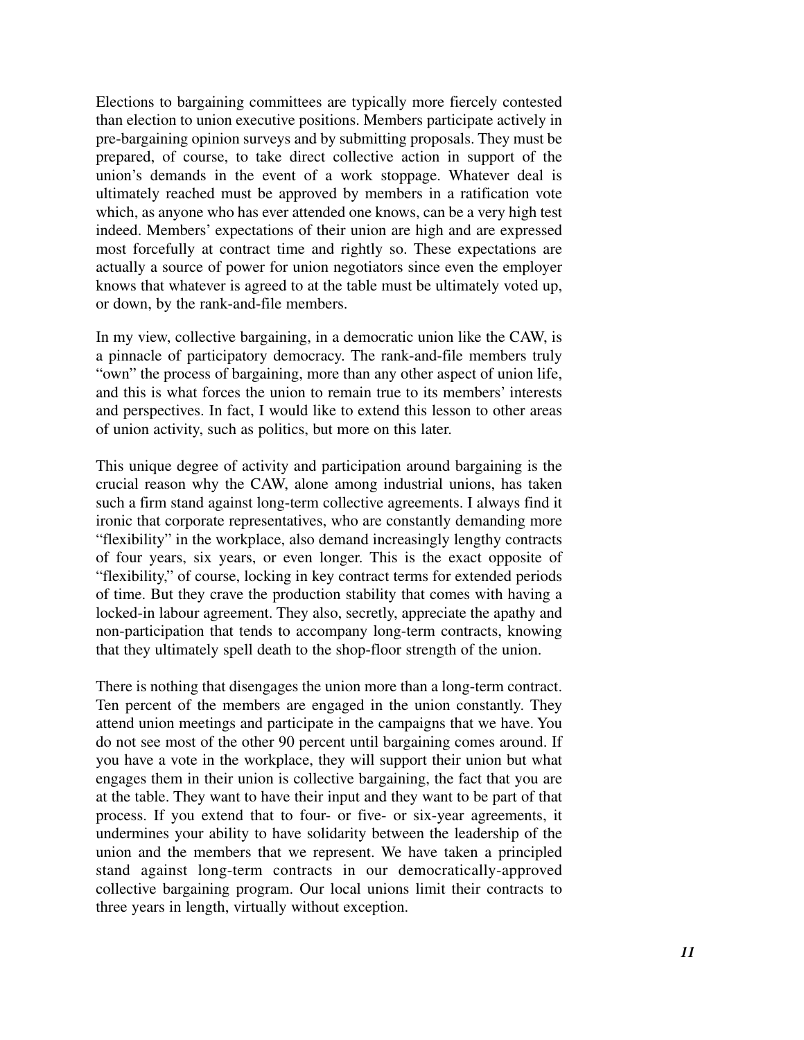Elections to bargaining committees are typically more fiercely contested than election to union executive positions. Members participate actively in pre-bargaining opinion surveys and by submitting proposals. They must be prepared, of course, to take direct collective action in support of the union's demands in the event of a work stoppage. Whatever deal is ultimately reached must be approved by members in a ratification vote which, as anyone who has ever attended one knows, can be a very high test indeed. Members' expectations of their union are high and are expressed most forcefully at contract time and rightly so. These expectations are actually a source of power for union negotiators since even the employer knows that whatever is agreed to at the table must be ultimately voted up, or down, by the rank-and-file members.

In my view, collective bargaining, in a democratic union like the CAW, is a pinnacle of participatory democracy. The rank-and-file members truly "own" the process of bargaining, more than any other aspect of union life, and this is what forces the union to remain true to its members' interests and perspectives. In fact, I would like to extend this lesson to other areas of union activity, such as politics, but more on this later.

This unique degree of activity and participation around bargaining is the crucial reason why the CAW, alone among industrial unions, has taken such a firm stand against long-term collective agreements. I always find it ironic that corporate representatives, who are constantly demanding more "flexibility" in the workplace, also demand increasingly lengthy contracts of four years, six years, or even longer. This is the exact opposite of "flexibility," of course, locking in key contract terms for extended periods of time. But they crave the production stability that comes with having a locked-in labour agreement. They also, secretly, appreciate the apathy and non-participation that tends to accompany long-term contracts, knowing that they ultimately spell death to the shop-floor strength of the union.

There is nothing that disengages the union more than a long-term contract. Ten percent of the members are engaged in the union constantly. They attend union meetings and participate in the campaigns that we have. You do not see most of the other 90 percent until bargaining comes around. If you have a vote in the workplace, they will support their union but what engages them in their union is collective bargaining, the fact that you are at the table. They want to have their input and they want to be part of that process. If you extend that to four- or five- or six-year agreements, it undermines your ability to have solidarity between the leadership of the union and the members that we represent. We have taken a principled stand against long-term contracts in our democratically-approved collective bargaining program. Our local unions limit their contracts to three years in length, virtually without exception.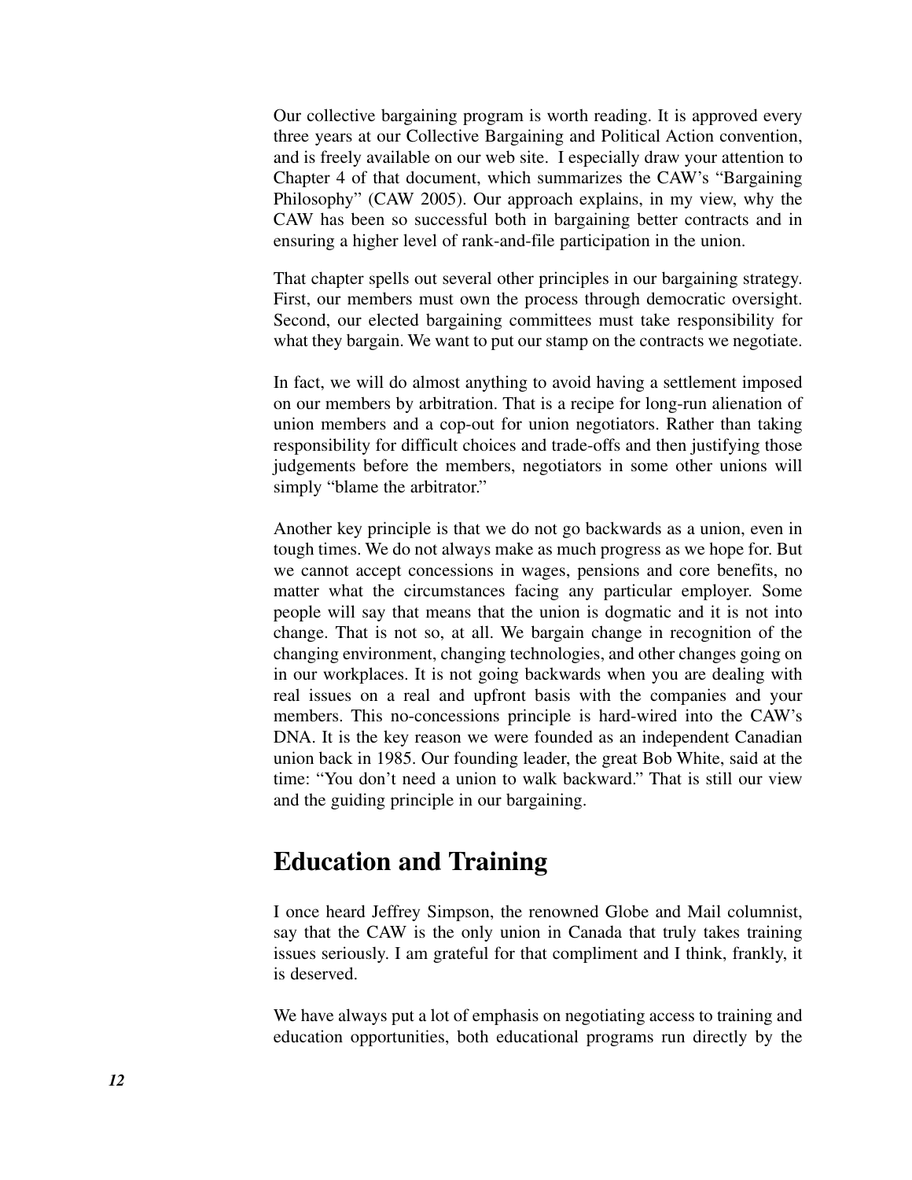Our collective bargaining program is worth reading. It is approved every three years at our Collective Bargaining and Political Action convention, and is freely available on our web site. I especially draw your attention to Chapter 4 of that document, which summarizes the CAW's "Bargaining Philosophy" (CAW 2005). Our approach explains, in my view, why the CAW has been so successful both in bargaining better contracts and in ensuring a higher level of rank-and-file participation in the union.

That chapter spells out several other principles in our bargaining strategy. First, our members must own the process through democratic oversight. Second, our elected bargaining committees must take responsibility for what they bargain. We want to put our stamp on the contracts we negotiate.

In fact, we will do almost anything to avoid having a settlement imposed on our members by arbitration. That is a recipe for long-run alienation of union members and a cop-out for union negotiators. Rather than taking responsibility for difficult choices and trade-offs and then justifying those judgements before the members, negotiators in some other unions will simply "blame the arbitrator."

Another key principle is that we do not go backwards as a union, even in tough times. We do not always make as much progress as we hope for. But we cannot accept concessions in wages, pensions and core benefits, no matter what the circumstances facing any particular employer. Some people will say that means that the union is dogmatic and it is not into change. That is not so, at all. We bargain change in recognition of the changing environment, changing technologies, and other changes going on in our workplaces. It is not going backwards when you are dealing with real issues on a real and upfront basis with the companies and your members. This no-concessions principle is hard-wired into the CAW's DNA. It is the key reason we were founded as an independent Canadian union back in 1985. Our founding leader, the great Bob White, said at the time: "You don't need a union to walk backward." That is still our view and the guiding principle in our bargaining.

## Education and Training

I once heard Jeffrey Simpson, the renowned Globe and Mail columnist, say that the CAW is the only union in Canada that truly takes training issues seriously. I am grateful for that compliment and I think, frankly, it is deserved.

We have always put a lot of emphasis on negotiating access to training and education opportunities, both educational programs run directly by the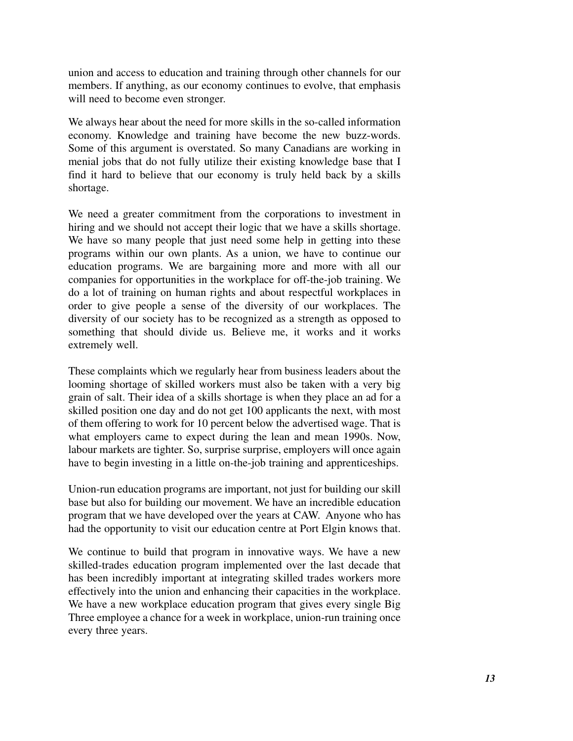union and access to education and training through other channels for our members. If anything, as our economy continues to evolve, that emphasis will need to become even stronger.

We always hear about the need for more skills in the so-called information economy. Knowledge and training have become the new buzz-words. Some of this argument is overstated. So many Canadians are working in menial jobs that do not fully utilize their existing knowledge base that I find it hard to believe that our economy is truly held back by a skills shortage.

We need a greater commitment from the corporations to investment in hiring and we should not accept their logic that we have a skills shortage. We have so many people that just need some help in getting into these programs within our own plants. As a union, we have to continue our education programs. We are bargaining more and more with all our companies for opportunities in the workplace for off-the-job training. We do a lot of training on human rights and about respectful workplaces in order to give people a sense of the diversity of our workplaces. The diversity of our society has to be recognized as a strength as opposed to something that should divide us. Believe me, it works and it works extremely well.

These complaints which we regularly hear from business leaders about the looming shortage of skilled workers must also be taken with a very big grain of salt. Their idea of a skills shortage is when they place an ad for a skilled position one day and do not get 100 applicants the next, with most of them offering to work for 10 percent below the advertised wage. That is what employers came to expect during the lean and mean 1990s. Now, labour markets are tighter. So, surprise surprise, employers will once again have to begin investing in a little on-the-job training and apprenticeships.

Union-run education programs are important, not just for building our skill base but also for building our movement. We have an incredible education program that we have developed over the years at CAW. Anyone who has had the opportunity to visit our education centre at Port Elgin knows that.

We continue to build that program in innovative ways. We have a new skilled-trades education program implemented over the last decade that has been incredibly important at integrating skilled trades workers more effectively into the union and enhancing their capacities in the workplace. We have a new workplace education program that gives every single Big Three employee a chance for a week in workplace, union-run training once every three years.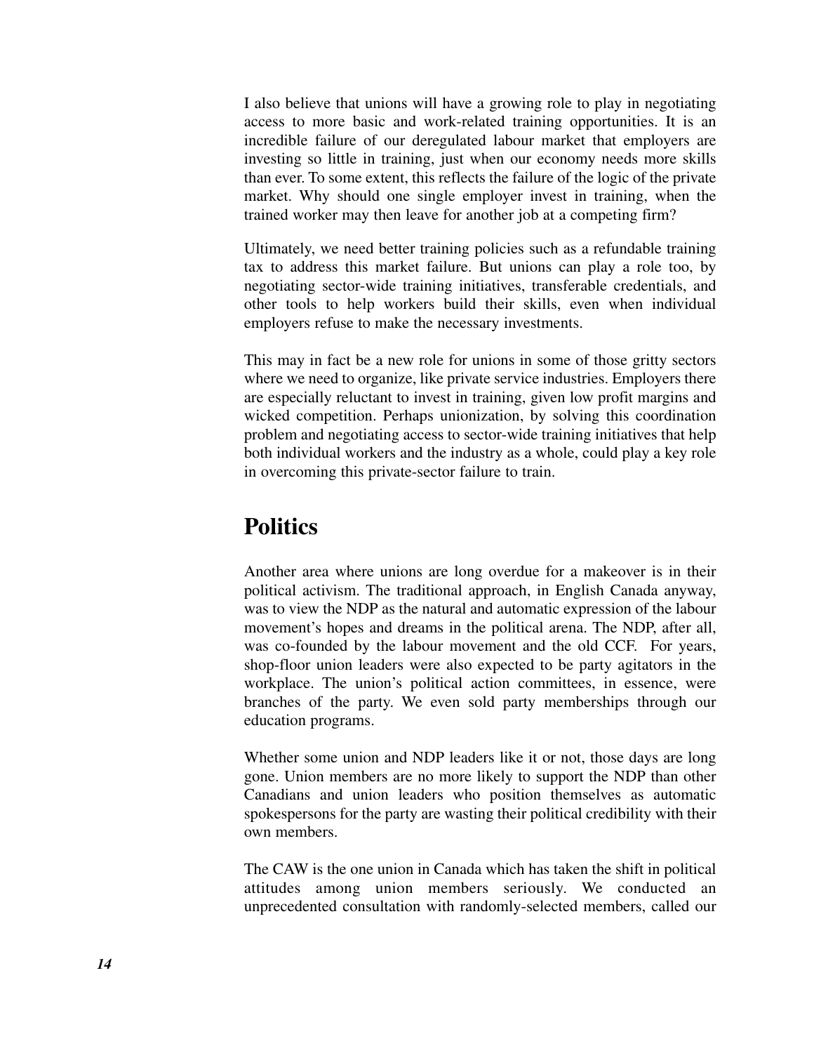I also believe that unions will have a growing role to play in negotiating access to more basic and work-related training opportunities. It is an incredible failure of our deregulated labour market that employers are investing so little in training, just when our economy needs more skills than ever. To some extent, this reflects the failure of the logic of the private market. Why should one single employer invest in training, when the trained worker may then leave for another job at a competing firm?

Ultimately, we need better training policies such as a refundable training tax to address this market failure. But unions can play a role too, by negotiating sector-wide training initiatives, transferable credentials, and other tools to help workers build their skills, even when individual employers refuse to make the necessary investments.

This may in fact be a new role for unions in some of those gritty sectors where we need to organize, like private service industries. Employers there are especially reluctant to invest in training, given low profit margins and wicked competition. Perhaps unionization, by solving this coordination problem and negotiating access to sector-wide training initiatives that help both individual workers and the industry as a whole, could play a key role in overcoming this private-sector failure to train.

## Politics

Another area where unions are long overdue for a makeover is in their political activism. The traditional approach, in English Canada anyway, was to view the NDP as the natural and automatic expression of the labour movement's hopes and dreams in the political arena. The NDP, after all, was co-founded by the labour movement and the old CCF. For years, shop-floor union leaders were also expected to be party agitators in the workplace. The union's political action committees, in essence, were branches of the party. We even sold party memberships through our education programs.

Whether some union and NDP leaders like it or not, those days are long gone. Union members are no more likely to support the NDP than other Canadians and union leaders who position themselves as automatic spokespersons for the party are wasting their political credibility with their own members.

The CAW is the one union in Canada which has taken the shift in political attitudes among union members seriously. We conducted an unprecedented consultation with randomly-selected members, called our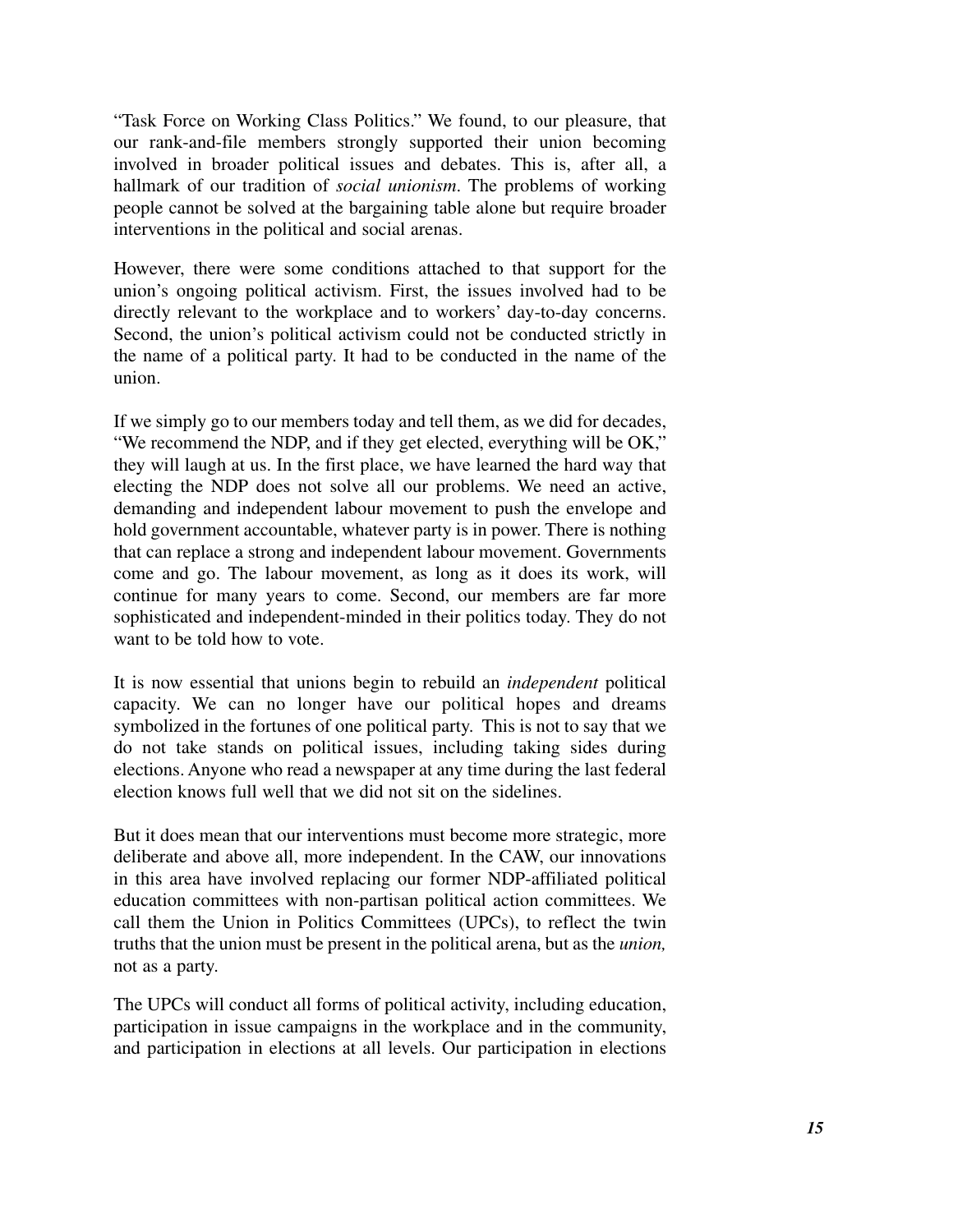"Task Force on Working Class Politics." We found, to our pleasure, that our rank-and-file members strongly supported their union becoming involved in broader political issues and debates. This is, after all, a hallmark of our tradition of *social unionism*. The problems of working people cannot be solved at the bargaining table alone but require broader interventions in the political and social arenas.

However, there were some conditions attached to that support for the union's ongoing political activism. First, the issues involved had to be directly relevant to the workplace and to workers' day-to-day concerns. Second, the union's political activism could not be conducted strictly in the name of a political party. It had to be conducted in the name of the union.

If we simply go to our members today and tell them, as we did for decades, "We recommend the NDP, and if they get elected, everything will be OK," they will laugh at us. In the first place, we have learned the hard way that electing the NDP does not solve all our problems. We need an active, demanding and independent labour movement to push the envelope and hold government accountable, whatever party is in power. There is nothing that can replace a strong and independent labour movement. Governments come and go. The labour movement, as long as it does its work, will continue for many years to come. Second, our members are far more sophisticated and independent-minded in their politics today. They do not want to be told how to vote.

It is now essential that unions begin to rebuild an *independent* political capacity. We can no longer have our political hopes and dreams symbolized in the fortunes of one political party. This is not to say that we do not take stands on political issues, including taking sides during elections. Anyone who read a newspaper at any time during the last federal election knows full well that we did not sit on the sidelines.

But it does mean that our interventions must become more strategic, more deliberate and above all, more independent. In the CAW, our innovations in this area have involved replacing our former NDP-affiliated political education committees with non-partisan political action committees. We call them the Union in Politics Committees (UPCs), to reflect the twin truths that the union must be present in the political arena, but as the *union,* not as a party.

The UPCs will conduct all forms of political activity, including education, participation in issue campaigns in the workplace and in the community, and participation in elections at all levels. Our participation in elections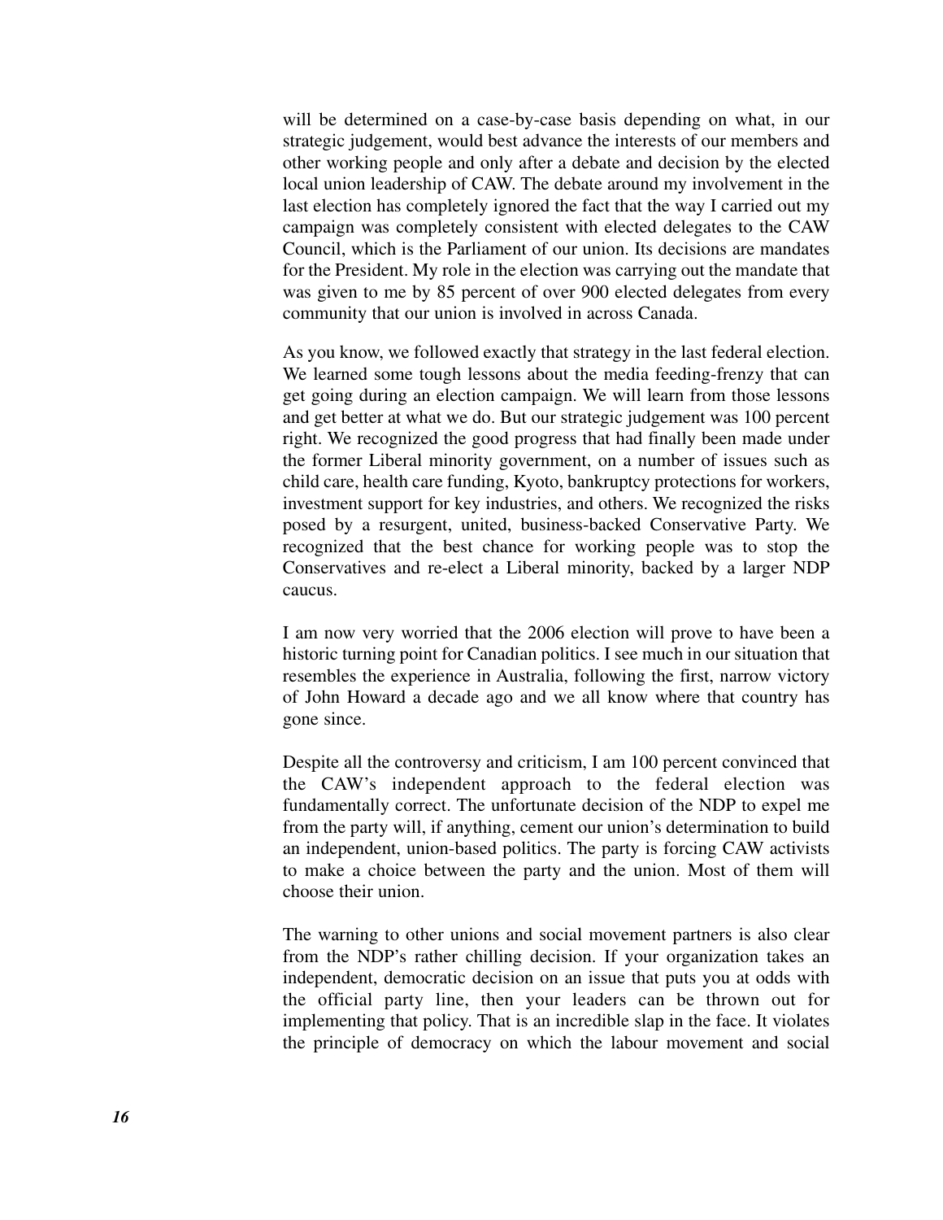will be determined on a case-by-case basis depending on what, in our strategic judgement, would best advance the interests of our members and other working people and only after a debate and decision by the elected local union leadership of CAW. The debate around my involvement in the last election has completely ignored the fact that the way I carried out my campaign was completely consistent with elected delegates to the CAW Council, which is the Parliament of our union. Its decisions are mandates for the President. My role in the election was carrying out the mandate that was given to me by 85 percent of over 900 elected delegates from every community that our union is involved in across Canada.

As you know, we followed exactly that strategy in the last federal election. We learned some tough lessons about the media feeding-frenzy that can get going during an election campaign. We will learn from those lessons and get better at what we do. But our strategic judgement was 100 percent right. We recognized the good progress that had finally been made under the former Liberal minority government, on a number of issues such as child care, health care funding, Kyoto, bankruptcy protections for workers, investment support for key industries, and others. We recognized the risks posed by a resurgent, united, business-backed Conservative Party. We recognized that the best chance for working people was to stop the Conservatives and re-elect a Liberal minority, backed by a larger NDP caucus.

I am now very worried that the 2006 election will prove to have been a historic turning point for Canadian politics. I see much in our situation that resembles the experience in Australia, following the first, narrow victory of John Howard a decade ago and we all know where that country has gone since.

Despite all the controversy and criticism, I am 100 percent convinced that the CAW's independent approach to the federal election was fundamentally correct. The unfortunate decision of the NDP to expel me from the party will, if anything, cement our union's determination to build an independent, union-based politics. The party is forcing CAW activists to make a choice between the party and the union. Most of them will choose their union.

The warning to other unions and social movement partners is also clear from the NDP's rather chilling decision. If your organization takes an independent, democratic decision on an issue that puts you at odds with the official party line, then your leaders can be thrown out for implementing that policy. That is an incredible slap in the face. It violates the principle of democracy on which the labour movement and social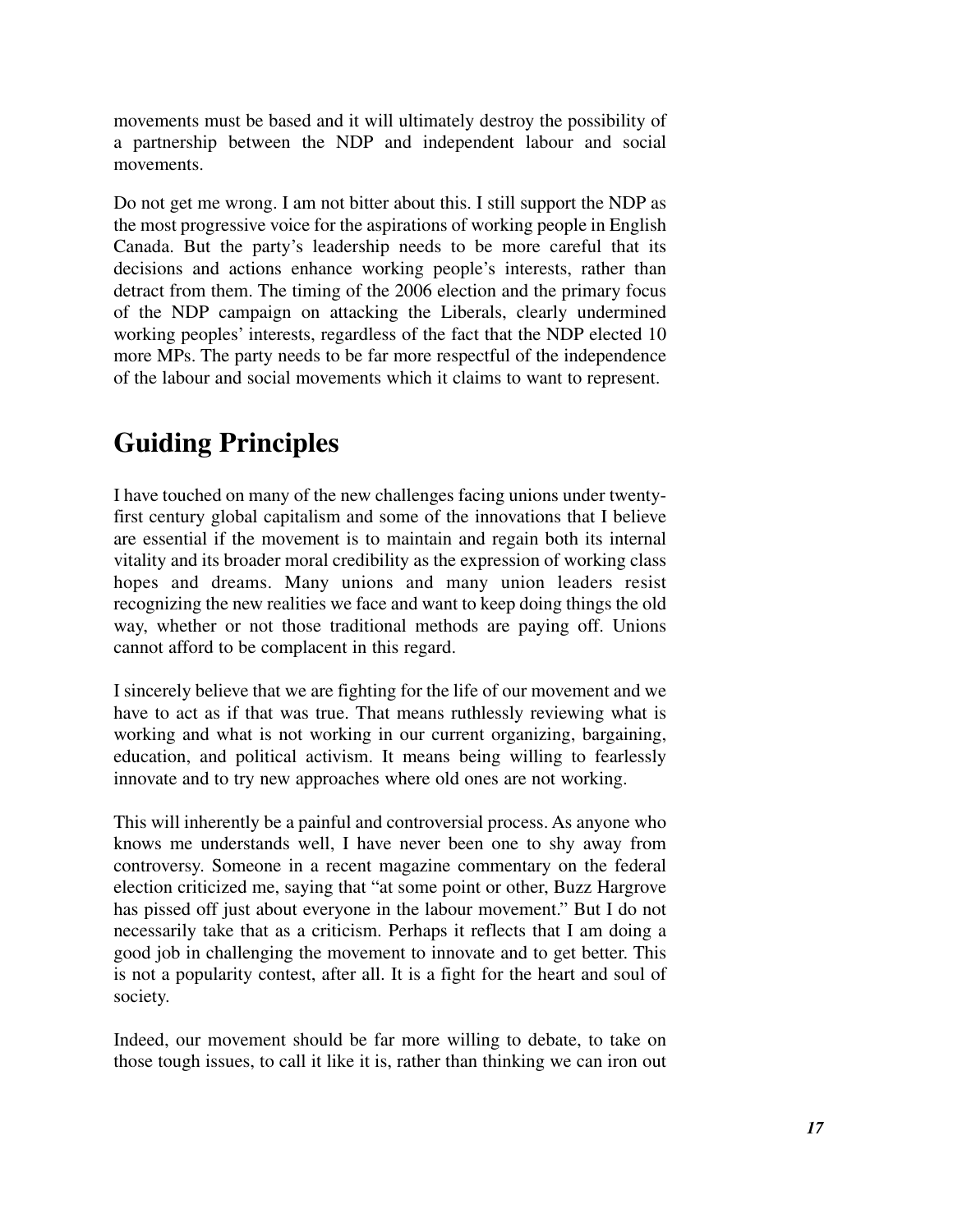movements must be based and it will ultimately destroy the possibility of a partnership between the NDP and independent labour and social movements.

Do not get me wrong. I am not bitter about this. I still support the NDP as the most progressive voice for the aspirations of working people in English Canada. But the party's leadership needs to be more careful that its decisions and actions enhance working people's interests, rather than detract from them. The timing of the 2006 election and the primary focus of the NDP campaign on attacking the Liberals, clearly undermined working peoples' interests, regardless of the fact that the NDP elected 10 more MPs. The party needs to be far more respectful of the independence of the labour and social movements which it claims to want to represent.

## Guiding Principles

I have touched on many of the new challenges facing unions under twenty-first century global capitalism and some of the innovations that I believe are essential if the movement is to maintain and regain both its internal vitality and its broader moral credibility as the expression of working class hopes and dreams. Many unions and many union leaders resist recognizing the new realities we face and want to keep doing things the old way, whether or not those traditional methods are paying off. Unions cannot afford to be complacent in this regard.

I sincerely believe that we are fighting for the life of our movement and we have to act as if that was true. That means ruthlessly reviewing what is working and what is not working in our current organizing, bargaining, education, and political activism. It means being willing to fearlessly innovate and to try new approaches where old ones are not working.

This will inherently be a painful and controversial process. As anyone who knows me understands well, I have never been one to shy away from controversy. Someone in a recent magazine commentary on the federal election criticized me, saying that "at some point or other, Buzz Hargrove has pissed off just about everyone in the labour movement." But I do not necessarily take that as a criticism. Perhaps it reflects that I am doing a good job in challenging the movement to innovate and to get better. This is not a popularity contest, after all. It is a fight for the heart and soul of society.

Indeed, our movement should be far more willing to debate, to take on those tough issues, to call it like it is, rather than thinking we can iron out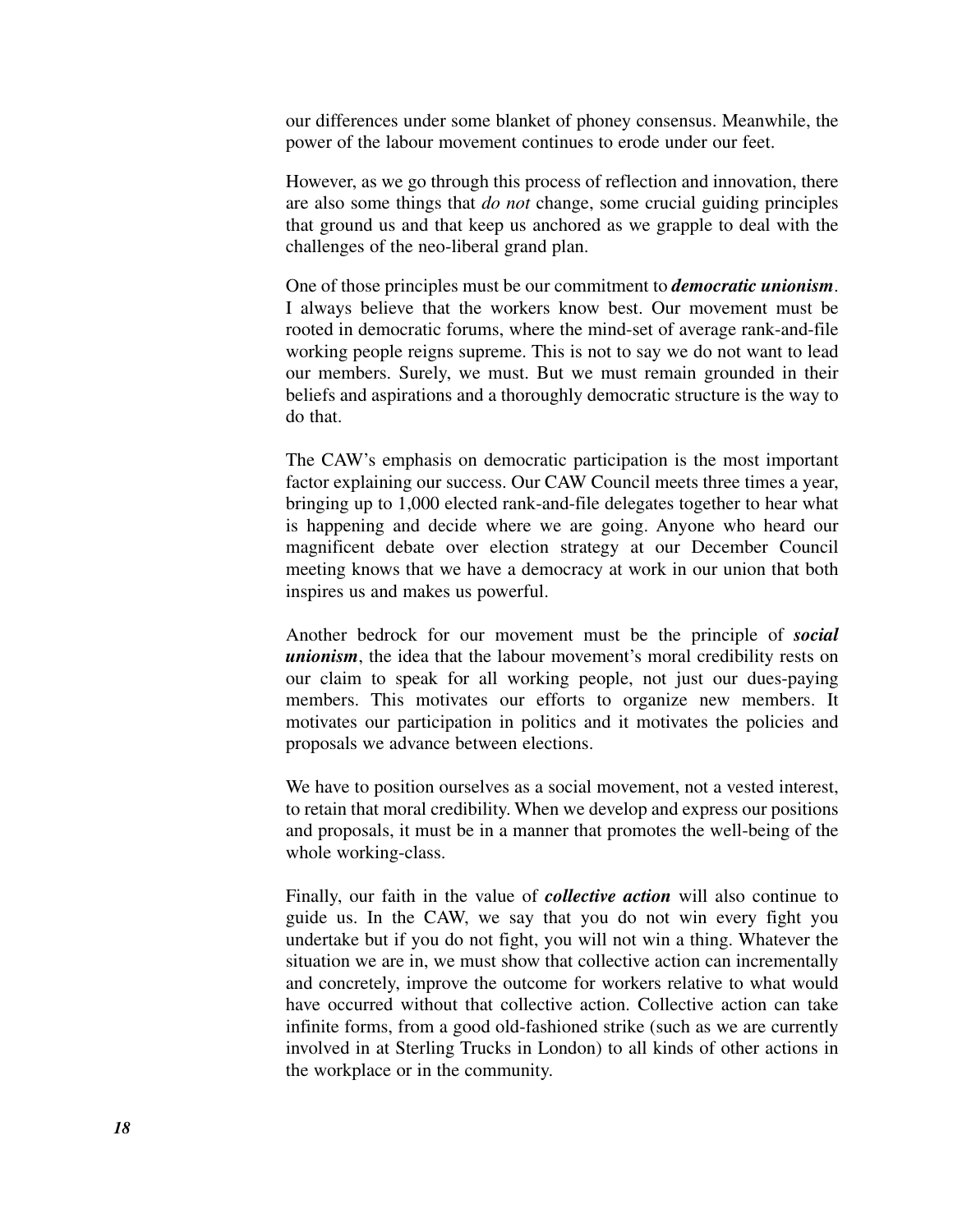our differences under some blanket of phoney consensus. Meanwhile, the power of the labour movement continues to erode under our feet.

However, as we go through this process of reflection and innovation, there are also some things that *do not* change, some crucial guiding principles that ground us and that keep us anchored as we grapple to deal with the challenges of the neo-liberal grand plan.

One of those principles must be our commitment to ***democratic unionism***. I always believe that the workers know best. Our movement must be rooted in democratic forums, where the mind-set of average rank-and-file working people reigns supreme. This is not to say we do not want to lead our members. Surely, we must. But we must remain grounded in their beliefs and aspirations and a thoroughly democratic structure is the way to do that.

The CAW's emphasis on democratic participation is the most important factor explaining our success. Our CAW Council meets three times a year, bringing up to 1,000 elected rank-and-file delegates together to hear what is happening and decide where we are going. Anyone who heard our magnificent debate over election strategy at our December Council meeting knows that we have a democracy at work in our union that both inspires us and makes us powerful.

Another bedrock for our movement must be the principle of ***social unionism***, the idea that the labour movement's moral credibility rests on our claim to speak for all working people, not just our dues-paying members. This motivates our efforts to organize new members. It motivates our participation in politics and it motivates the policies and proposals we advance between elections.

We have to position ourselves as a social movement, not a vested interest, to retain that moral credibility. When we develop and express our positions and proposals, it must be in a manner that promotes the well-being of the whole working-class.

Finally, our faith in the value of ***collective action*** will also continue to guide us. In the CAW, we say that you do not win every fight you undertake but if you do not fight, you will not win a thing. Whatever the situation we are in, we must show that collective action can incrementally and concretely, improve the outcome for workers relative to what would have occurred without that collective action. Collective action can take infinite forms, from a good old-fashioned strike (such as we are currently involved in at Sterling Trucks in London) to all kinds of other actions in the workplace or in the community.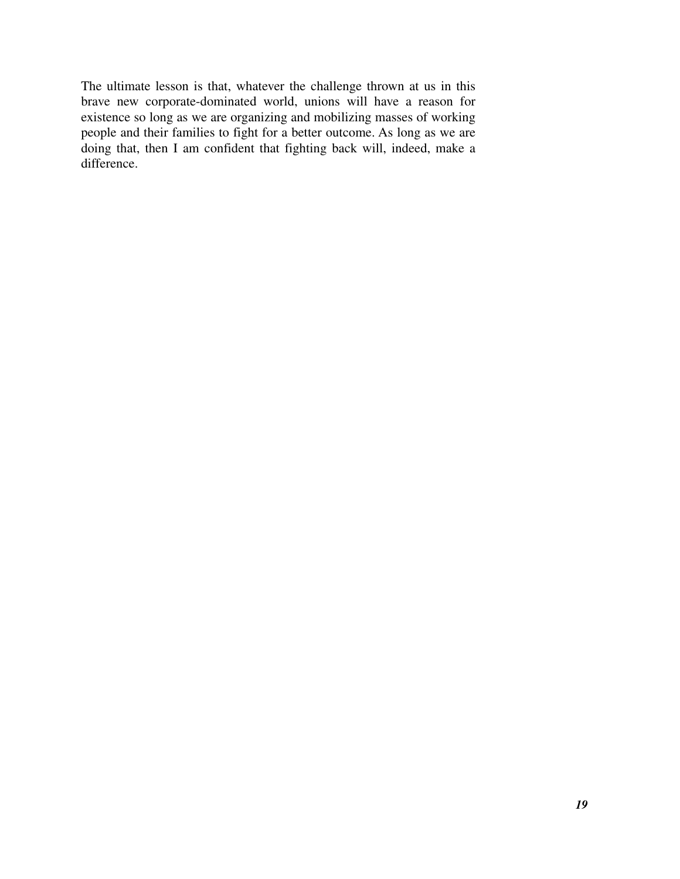The ultimate lesson is that, whatever the challenge thrown at us in this brave new corporate-dominated world, unions will have a reason for existence so long as we are organizing and mobilizing masses of working people and their families to fight for a better outcome. As long as we are doing that, then I am confident that fighting back will, indeed, make a difference.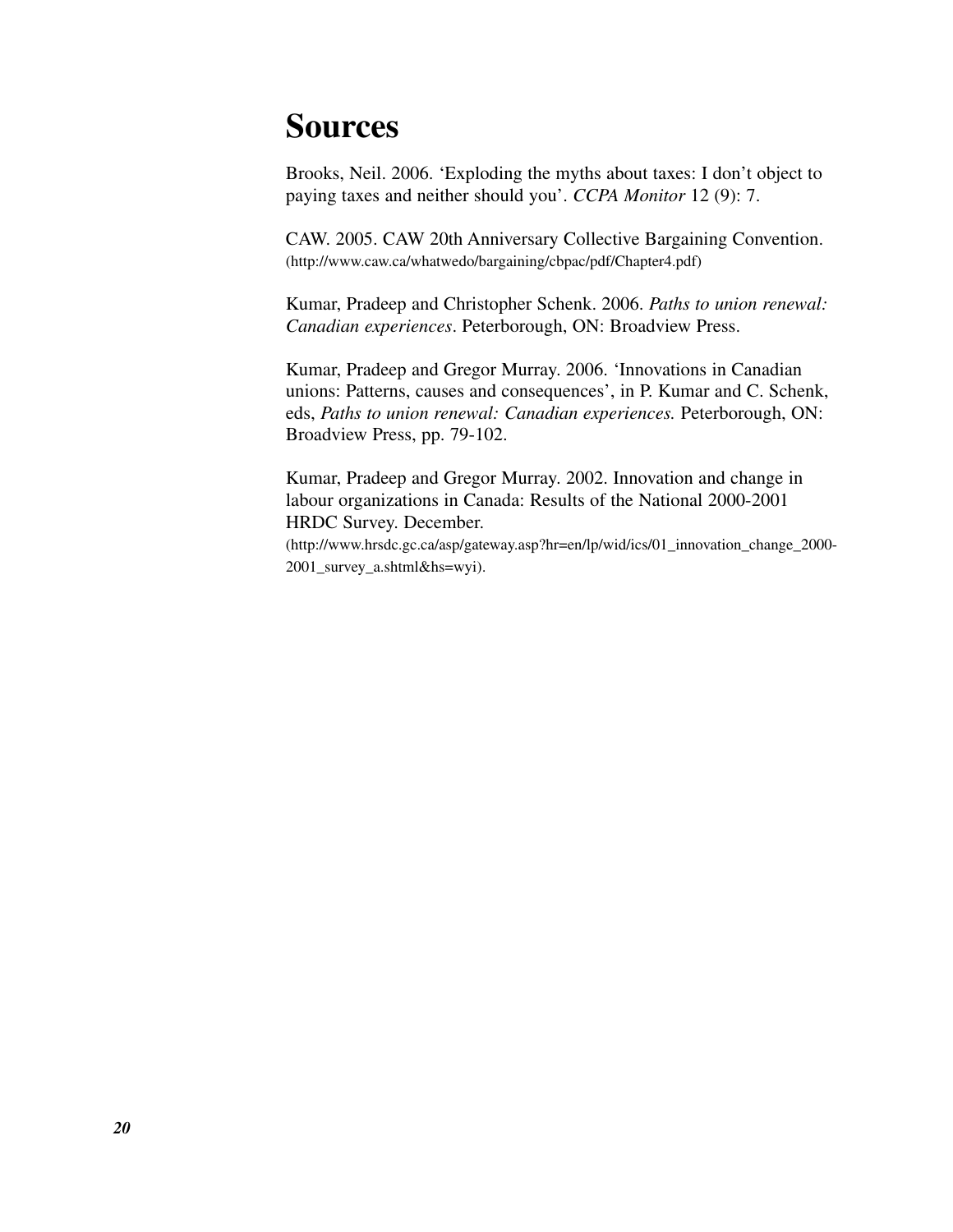# Sources

Brooks, Neil. 2006. 'Exploding the myths about taxes: I don't object to paying taxes and neither should you'. *CCPA Monitor* 12 (9): 7.

CAW. 2005. CAW 20th Anniversary Collective Bargaining Convention. (http://www.caw.ca/whatwedo/bargaining/cbpac/pdf/Chapter4.pdf)

Kumar, Pradeep and Christopher Schenk. 2006. *Paths to union renewal: Canadian experiences*. Peterborough, ON: Broadview Press.

Kumar, Pradeep and Gregor Murray. 2006. 'Innovations in Canadian unions: Patterns, causes and consequences', in P. Kumar and C. Schenk, eds, *Paths to union renewal: Canadian experiences.* Peterborough, ON: Broadview Press, pp. 79-102.

Kumar, Pradeep and Gregor Murray. 2002. Innovation and change in labour organizations in Canada: Results of the National 2000-2001 HRDC Survey. December. (http://www.hrsdc.gc.ca/asp/gateway.asp?hr=en/lp/wid/ics/01_innovation_change_2000-2001_survey_a.shtml&hs=wyi).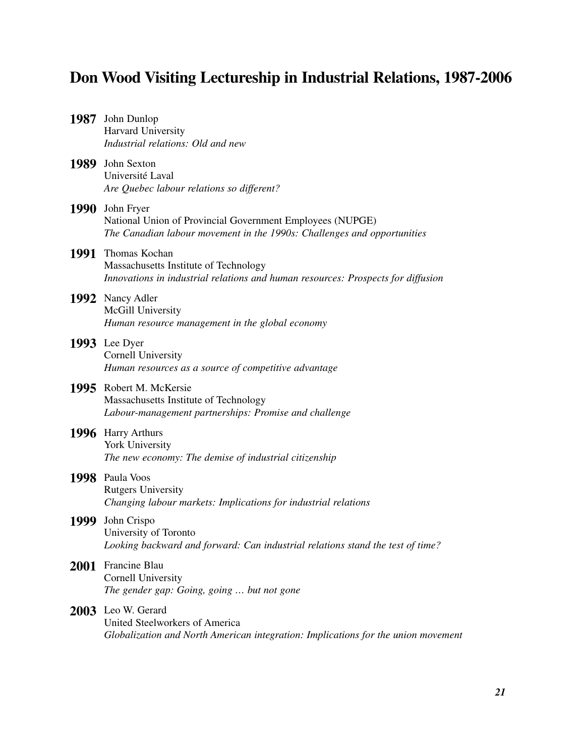## Don Wood Visiting Lectureship in Industrial Relations, 1987-2006

**1987** John Dunlop
Harvard University
*Industrial relations: Old and new*

**1989** John Sexton
Université Laval
*Are Quebec labour relations so different?*

**1990** John Fryer
National Union of Provincial Government Employees (NUPGE)
*The Canadian labour movement in the 1990s: Challenges and opportunities*

**1991** Thomas Kochan
Massachusetts Institute of Technology
*Innovations in industrial relations and human resources: Prospects for diffusion*

**1992** Nancy Adler
McGill University
*Human resource management in the global economy*

**1993** Lee Dyer
Cornell University
*Human resources as a source of competitive advantage*

**1995** Robert M. McKersie
Massachusetts Institute of Technology
*Labour-management partnerships: Promise and challenge*

**1996** Harry Arthurs
York University
*The new economy: The demise of industrial citizenship*

**1998** Paula Voos
Rutgers University
*Changing labour markets: Implications for industrial relations*

**1999** John Crispo
University of Toronto
*Looking backward and forward: Can industrial relations stand the test of time?*

**2001** Francine Blau
Cornell University
*The gender gap: Going, going … but not gone*

**2003** Leo W. Gerard
United Steelworkers of America
*Globalization and North American integration: Implications for the union movement*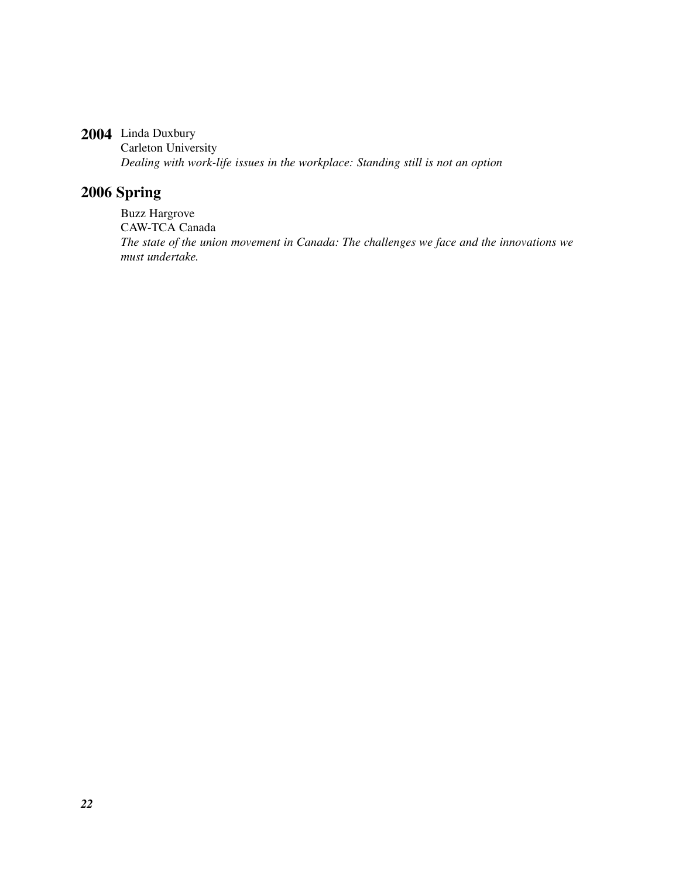**2004** Linda Duxbury
Carleton University
*Dealing with work-life issues in the workplace: Standing still is not an option*

## 2006 Spring

Buzz Hargrove
CAW-TCA Canada
*The state of the union movement in Canada: The challenges we face and the innovations we must undertake.*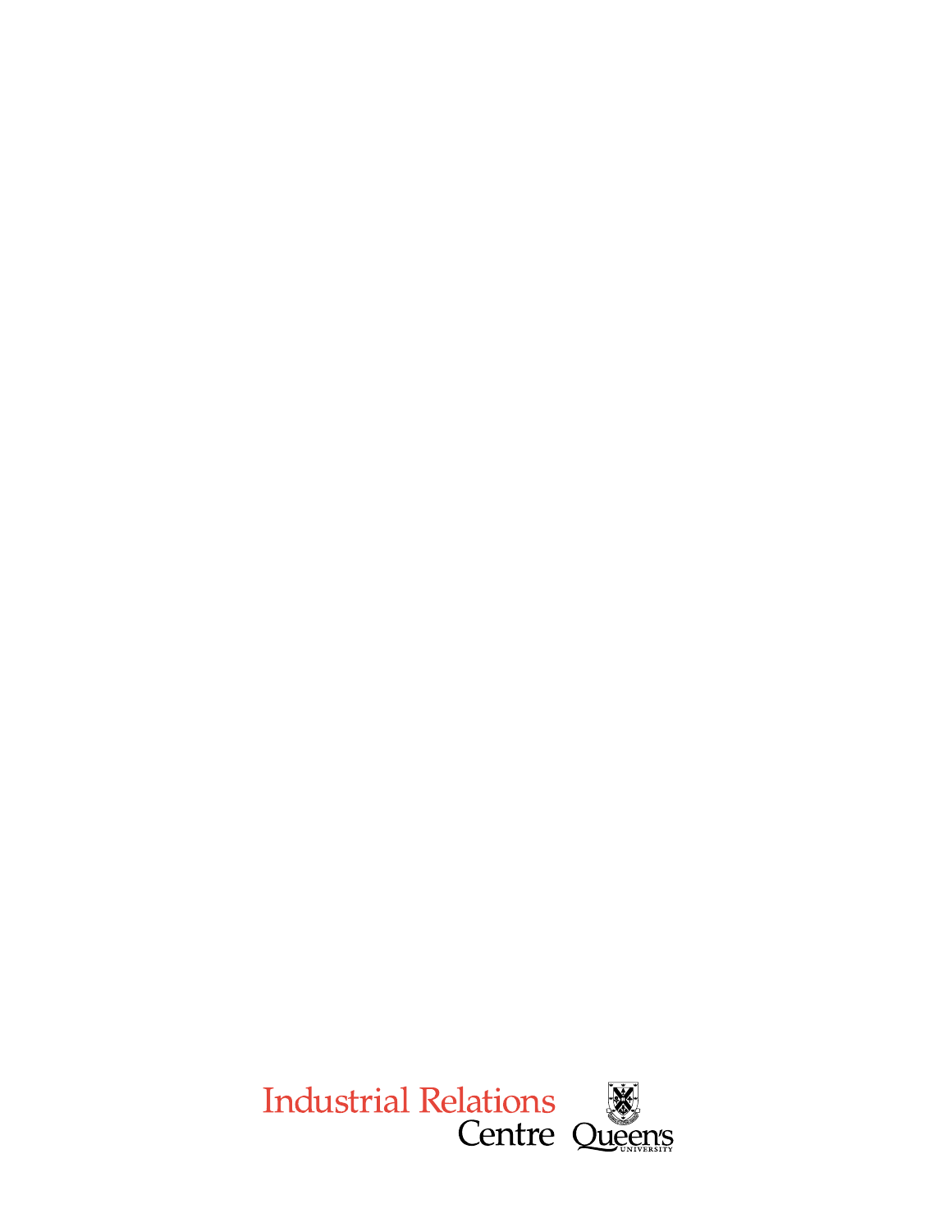Industrial Relations Centre

Queen's University